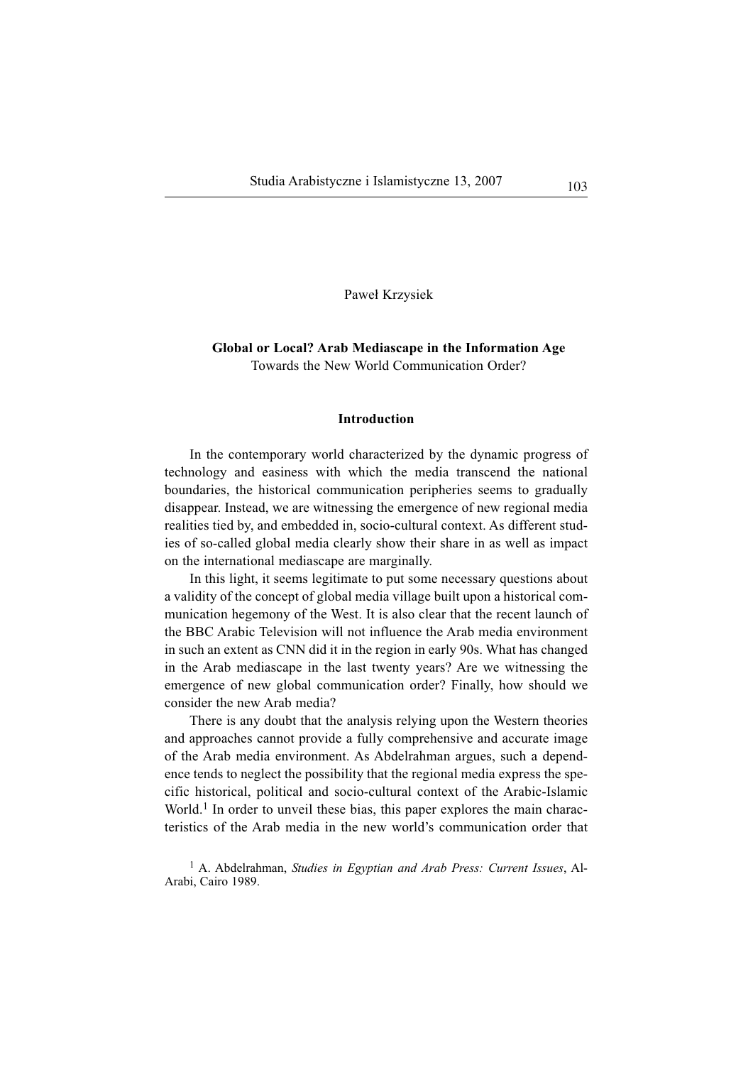Paweł Krzysiek

# Global or Local? Arab Mediascape in the Information Age

Towards the New World Communication Order?

## Introduction

In the contemporary world characterized by the dynamic progress of technology and easiness with which the media transcend the national boundaries, the historical communication peripheries seems to gradually disappear. Instead, we are witnessing the emergence of new regional media realities tied by, and embedded in, socio-cultural context. As different studies of so-called global media clearly show their share in as well as impact on the international mediascape are marginally.

In this light, it seems legitimate to put some necessary questions about a validity of the concept of global media village built upon a historical communication hegemony of the West. It is also clear that the recent launch of the BBC Arabic Television will not influence the Arab media environment in such an extent as CNN did it in the region in early 90s. What has changed in the Arab mediascape in the last twenty years? Are we witnessing the emergence of new global communication order? Finally, how should we consider the new Arab media?

There is any doubt that the analysis relying upon the Western theories and approaches cannot provide a fully comprehensive and accurate image of the Arab media environment. As Abdelrahman argues, such a dependence tends to neglect the possibility that the regional media express the specific historical, political and socio-cultural context of the Arabic-Islamic World.[1] In order to unveil these bias, this paper explores the main characteristics of the Arab media in the new world's communication order that

[1] A. Abdelrahman, *Studies in Egyptian and Arab Press: Current Issues*, Al-Arabi, Cairo 1989.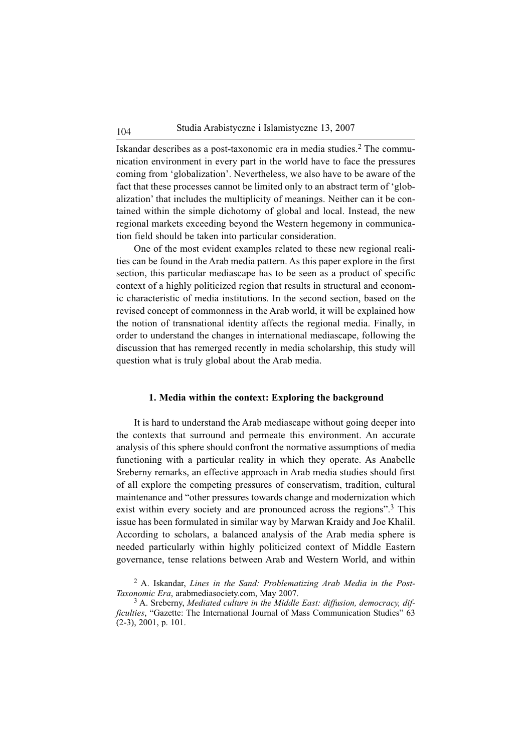Iskandar describes as a post-taxonomic era in media studies.[2] The communication environment in every part in the world have to face the pressures coming from 'globalization'. Nevertheless, we also have to be aware of the fact that these processes cannot be limited only to an abstract term of 'globalization' that includes the multiplicity of meanings. Neither can it be contained within the simple dichotomy of global and local. Instead, the new regional markets exceeding beyond the Western hegemony in communication field should be taken into particular consideration.

One of the most evident examples related to these new regional realities can be found in the Arab media pattern. As this paper explore in the first section, this particular mediascape has to be seen as a product of specific context of a highly politicized region that results in structural and economic characteristic of media institutions. In the second section, based on the revised concept of commonness in the Arab world, it will be explained how the notion of transnational identity affects the regional media. Finally, in order to understand the changes in international mediascape, following the discussion that has remerged recently in media scholarship, this study will question what is truly global about the Arab media.

### 1. Media within the context: Exploring the background

It is hard to understand the Arab mediascape without going deeper into the contexts that surround and permeate this environment. An accurate analysis of this sphere should confront the normative assumptions of media functioning with a particular reality in which they operate. As Anabelle Sreberny remarks, an effective approach in Arab media studies should first of all explore the competing pressures of conservatism, tradition, cultural maintenance and "other pressures towards change and modernization which exist within every society and are pronounced across the regions".[3] This issue has been formulated in similar way by Marwan Kraidy and Joe Khalil. According to scholars, a balanced analysis of the Arab media sphere is needed particularly within highly politicized context of Middle Eastern governance, tense relations between Arab and Western World, and within

[2] A. Iskandar, *Lines in the Sand: Problematizing Arab Media in the Post-Taxonomic Era*, arabmediasociety.com, May 2007.

[3] A. Sreberny, *Mediated culture in the Middle East: diffusion, democracy, difficulties*, "Gazette: The International Journal of Mass Communication Studies" 63 (2-3), 2001, p. 101.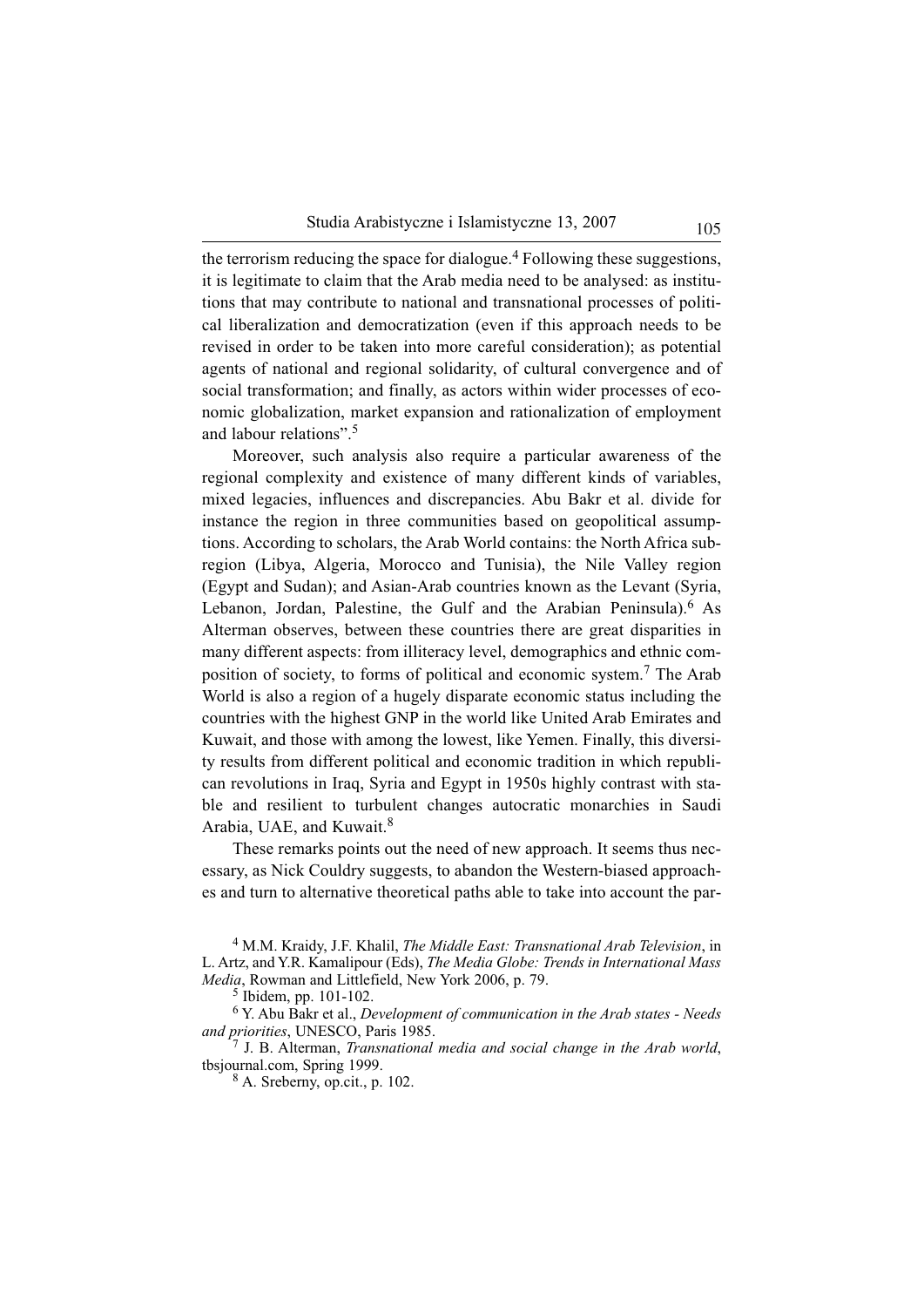the terrorism reducing the space for dialogue.[4] Following these suggestions, it is legitimate to claim that the Arab media need to be analysed: as institutions that may contribute to national and transnational processes of political liberalization and democratization (even if this approach needs to be revised in order to be taken into more careful consideration); as potential agents of national and regional solidarity, of cultural convergence and of social transformation; and finally, as actors within wider processes of economic globalization, market expansion and rationalization of employment and labour relations".[5]

Moreover, such analysis also require a particular awareness of the regional complexity and existence of many different kinds of variables, mixed legacies, influences and discrepancies. Abu Bakr et al. divide for instance the region in three communities based on geopolitical assumptions. According to scholars, the Arab World contains: the North Africa subregion (Libya, Algeria, Morocco and Tunisia), the Nile Valley region (Egypt and Sudan); and Asian-Arab countries known as the Levant (Syria, Lebanon, Jordan, Palestine, the Gulf and the Arabian Peninsula).[6] As Alterman observes, between these countries there are great disparities in many different aspects: from illiteracy level, demographics and ethnic composition of society, to forms of political and economic system.[7] The Arab World is also a region of a hugely disparate economic status including the countries with the highest GNP in the world like United Arab Emirates and Kuwait, and those with among the lowest, like Yemen. Finally, this diversity results from different political and economic tradition in which republican revolutions in Iraq, Syria and Egypt in 1950s highly contrast with stable and resilient to turbulent changes autocratic monarchies in Saudi Arabia, UAE, and Kuwait.[8]

These remarks points out the need of new approach. It seems thus necessary, as Nick Couldry suggests, to abandon the Western-biased approaches and turn to alternative theoretical paths able to take into account the par-

[4] M.M. Kraidy, J.F. Khalil, *The Middle East: Transnational Arab Television*, in L. Artz, and Y.R. Kamalipour (Eds), *The Media Globe: Trends in International Mass Media*, Rowman and Littlefield, New York 2006, p. 79.

[5] Ibidem, pp. 101-102.

[6] Y. Abu Bakr et al., *Development of communication in the Arab states - Needs and priorities*, UNESCO, Paris 1985.

[7] J. B. Alterman, *Transnational media and social change in the Arab world*, tbsjournal.com, Spring 1999.

[8] A. Sreberny, op.cit., p. 102.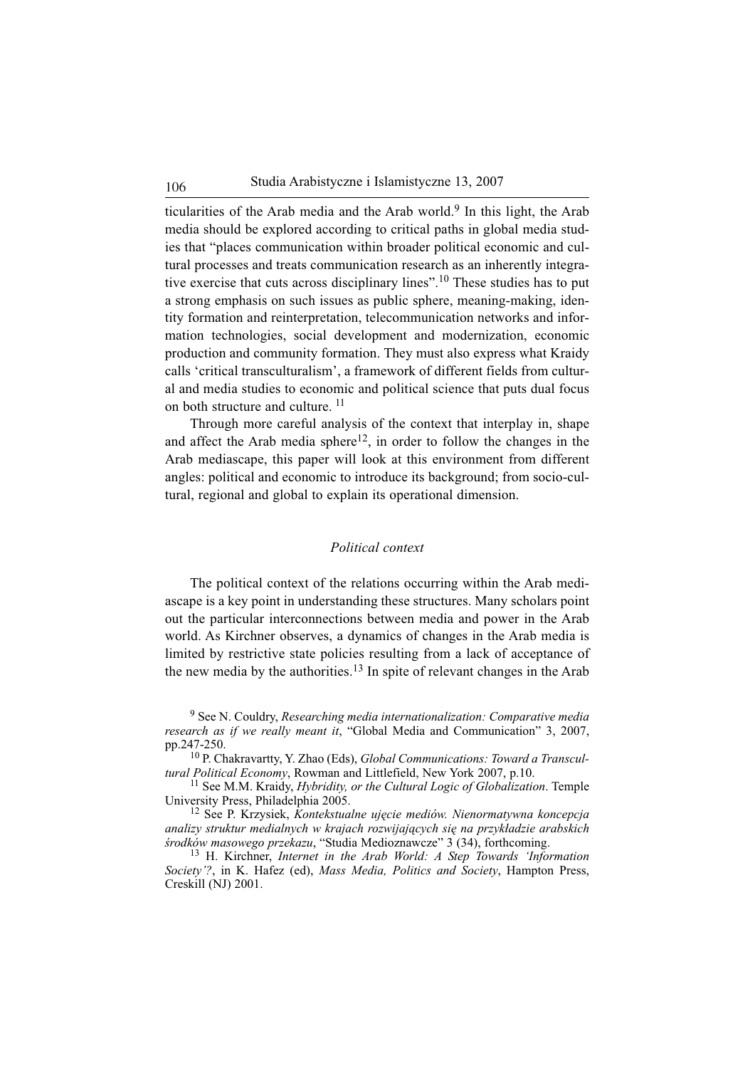ticularities of the Arab media and the Arab world.[9] In this light, the Arab media should be explored according to critical paths in global media studies that "places communication within broader political economic and cultural processes and treats communication research as an inherently integrative exercise that cuts across disciplinary lines".[10] These studies has to put a strong emphasis on such issues as public sphere, meaning-making, identity formation and reinterpretation, telecommunication networks and information technologies, social development and modernization, economic production and community formation. They must also express what Kraidy calls 'critical transculturalism', a framework of different fields from cultural and media studies to economic and political science that puts dual focus on both structure and culture. [11]

Through more careful analysis of the context that interplay in, shape and affect the Arab media sphere[12], in order to follow the changes in the Arab mediascape, this paper will look at this environment from different angles: political and economic to introduce its background; from socio-cultural, regional and global to explain its operational dimension.

## *Political context*

The political context of the relations occurring within the Arab mediascape is a key point in understanding these structures. Many scholars point out the particular interconnections between media and power in the Arab world. As Kirchner observes, a dynamics of changes in the Arab media is limited by restrictive state policies resulting from a lack of acceptance of the new media by the authorities.[13] In spite of relevant changes in the Arab

[9] See N. Couldry, *Researching media internationalization: Comparative media research as if we really meant it*, "Global Media and Communication" 3, 2007, pp.247-250.

[10] P. Chakravartty, Y. Zhao (Eds), *Global Communications: Toward a Transcultural Political Economy*, Rowman and Littlefield, New York 2007, p.10.

[11] See M.M. Kraidy, *Hybridity, or the Cultural Logic of Globalization*. Temple University Press, Philadelphia 2005.

[12] See P. Krzysiek, *Kontekstualne ujęcie mediów. Nienormatywna koncepcja analizy struktur medialnych w krajach rozwijających się na przykładzie arabskich środków masowego przekazu*, "Studia Medioznawcze" 3 (34), forthcoming.

[13] H. Kirchner, *Internet in the Arab World: A Step Towards 'Information Society'?*, in K. Hafez (ed), *Mass Media, Politics and Society*, Hampton Press, Creskill (NJ) 2001.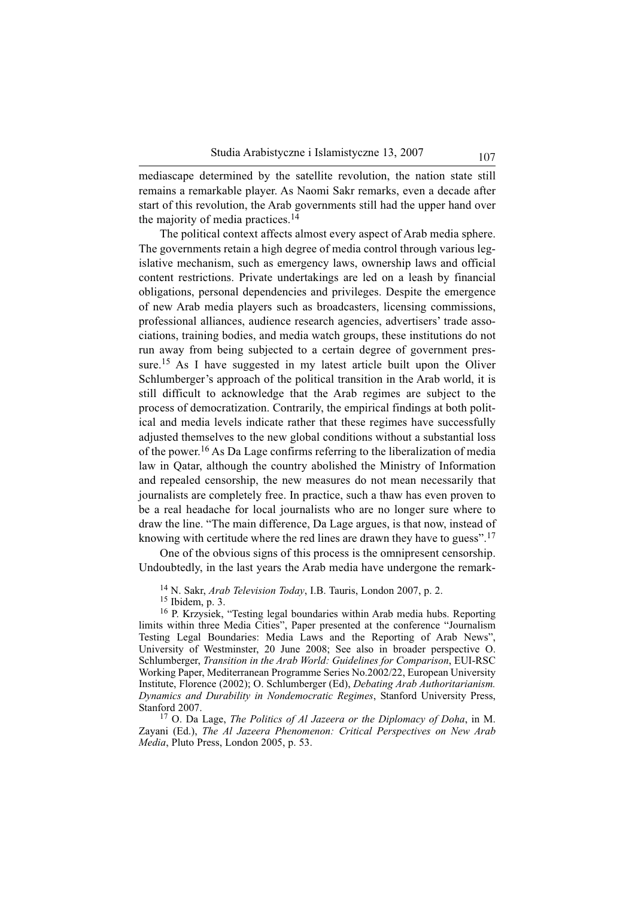mediascape determined by the satellite revolution, the nation state still remains a remarkable player. As Naomi Sakr remarks, even a decade after start of this revolution, the Arab governments still had the upper hand over the majority of media practices.[14]

The political context affects almost every aspect of Arab media sphere. The governments retain a high degree of media control through various legislative mechanism, such as emergency laws, ownership laws and official content restrictions. Private undertakings are led on a leash by financial obligations, personal dependencies and privileges. Despite the emergence of new Arab media players such as broadcasters, licensing commissions, professional alliances, audience research agencies, advertisers' trade associations, training bodies, and media watch groups, these institutions do not run away from being subjected to a certain degree of government pressure.[15] As I have suggested in my latest article built upon the Oliver Schlumberger's approach of the political transition in the Arab world, it is still difficult to acknowledge that the Arab regimes are subject to the process of democratization. Contrarily, the empirical findings at both political and media levels indicate rather that these regimes have successfully adjusted themselves to the new global conditions without a substantial loss of the power.[16] As Da Lage confirms referring to the liberalization of media law in Qatar, although the country abolished the Ministry of Information and repealed censorship, the new measures do not mean necessarily that journalists are completely free. In practice, such a thaw has even proven to be a real headache for local journalists who are no longer sure where to draw the line. "The main difference, Da Lage argues, is that now, instead of knowing with certitude where the red lines are drawn they have to guess".[17]

One of the obvious signs of this process is the omnipresent censorship. Undoubtedly, in the last years the Arab media have undergone the remark-

[14] N. Sakr, *Arab Television Today*, I.B. Tauris, London 2007, p. 2.

[15] Ibidem, p. 3.

[16] P. Krzysiek, "Testing legal boundaries within Arab media hubs. Reporting limits within three Media Cities", Paper presented at the conference "Journalism Testing Legal Boundaries: Media Laws and the Reporting of Arab News", University of Westminster, 20 June 2008; See also in broader perspective O. Schlumberger, *Transition in the Arab World: Guidelines for Comparison*, EUI-RSC Working Paper, Mediterranean Programme Series No.2002/22, European University Institute, Florence (2002); O. Schlumberger (Ed), *Debating Arab Authoritarianism. Dynamics and Durability in Nondemocratic Regimes*, Stanford University Press, Stanford 2007.

[17] O. Da Lage, *The Politics of Al Jazeera or the Diplomacy of Doha*, in M. Zayani (Ed.), *The Al Jazeera Phenomenon: Critical Perspectives on New Arab Media*, Pluto Press, London 2005, p. 53.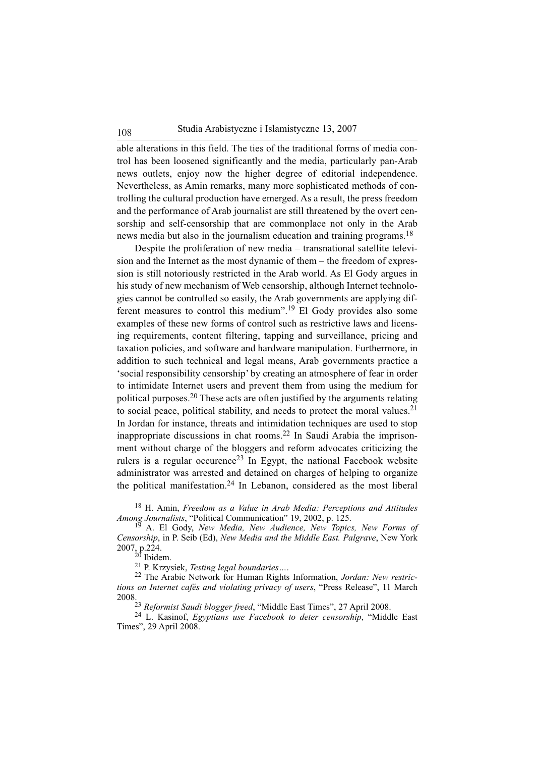able alterations in this field. The ties of the traditional forms of media control has been loosened significantly and the media, particularly pan-Arab news outlets, enjoy now the higher degree of editorial independence. Nevertheless, as Amin remarks, many more sophisticated methods of controlling the cultural production have emerged. As a result, the press freedom and the performance of Arab journalist are still threatened by the overt censorship and self-censorship that are commonplace not only in the Arab news media but also in the journalism education and training programs.[18]

Despite the proliferation of new media – transnational satellite television and the Internet as the most dynamic of them – the freedom of expression is still notoriously restricted in the Arab world. As El Gody argues in his study of new mechanism of Web censorship, although Internet technologies cannot be controlled so easily, the Arab governments are applying different measures to control this medium".[19] El Gody provides also some examples of these new forms of control such as restrictive laws and licensing requirements, content filtering, tapping and surveillance, pricing and taxation policies, and software and hardware manipulation. Furthermore, in addition to such technical and legal means, Arab governments practice a 'social responsibility censorship' by creating an atmosphere of fear in order to intimidate Internet users and prevent them from using the medium for political purposes.[20] These acts are often justified by the arguments relating to social peace, political stability, and needs to protect the moral values.[21] In Jordan for instance, threats and intimidation techniques are used to stop inappropriate discussions in chat rooms.[22] In Saudi Arabia the imprisonment without charge of the bloggers and reform advocates criticizing the rulers is a regular occurence[23] In Egypt, the national Facebook website administrator was arrested and detained on charges of helping to organize the political manifestation.[24] In Lebanon, considered as the most liberal

[18] H. Amin, *Freedom as a Value in Arab Media: Perceptions and Attitudes Among Journalists*, "Political Communication" 19, 2002, p. 125.

[19] A. El Gody, *New Media, New Audience, New Topics, New Forms of Censorship*, in P. Seib (Ed), *New Media and the Middle East. Palgrave*, New York 2007, p.224.

[20] Ibidem.

[21] P. Krzysiek, *Testing legal boundaries….*

[22] The Arabic Network for Human Rights Information, *Jordan: New restrictions on Internet cafés and violating privacy of users*, "Press Release", 11 March 2008.

[23] *Reformist Saudi blogger freed*, "Middle East Times", 27 April 2008.

[24] L. Kasinof, *Egyptians use Facebook to deter censorship*, "Middle East Times", 29 April 2008.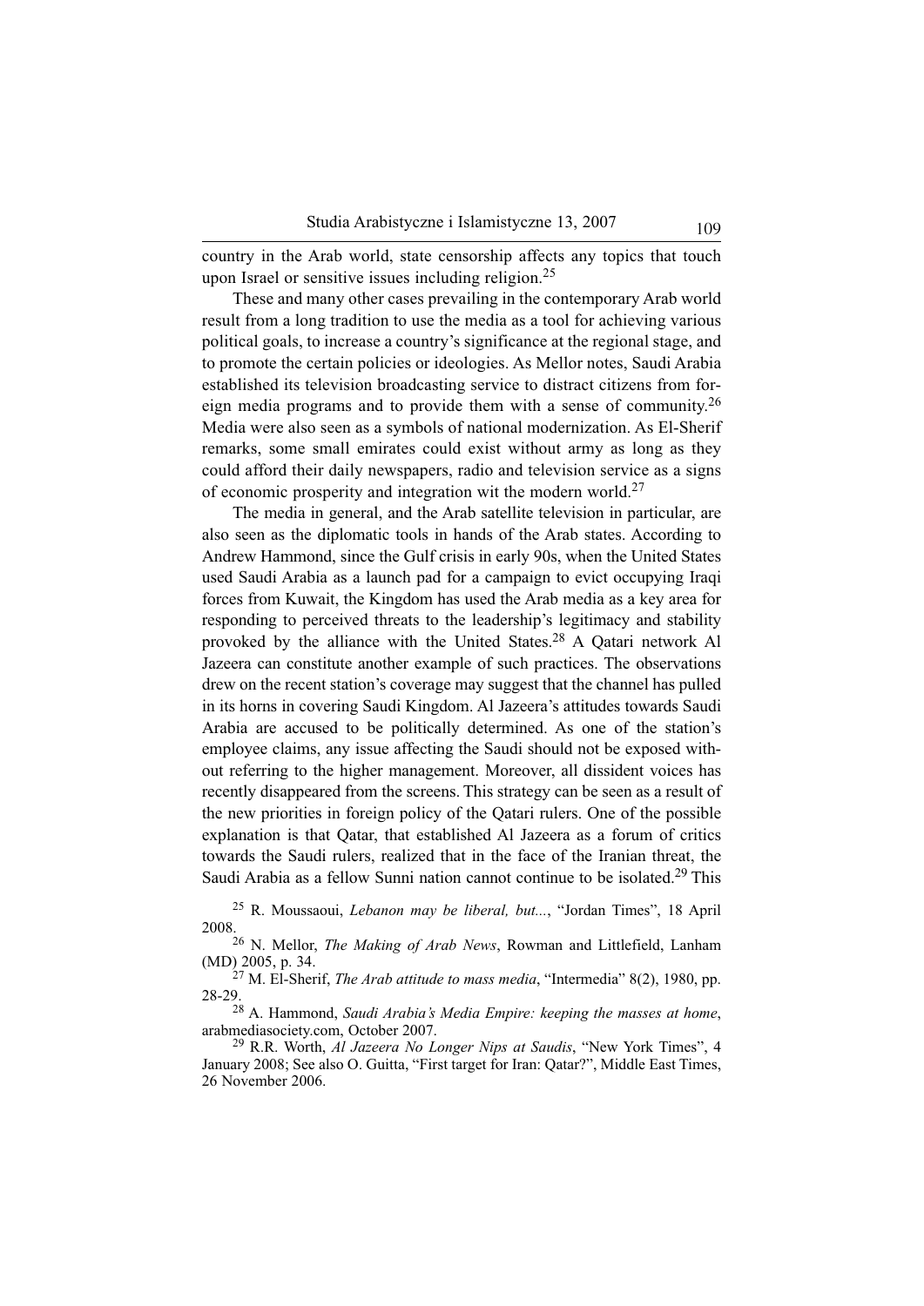country in the Arab world, state censorship affects any topics that touch upon Israel or sensitive issues including religion.[25]

These and many other cases prevailing in the contemporary Arab world result from a long tradition to use the media as a tool for achieving various political goals, to increase a country's significance at the regional stage, and to promote the certain policies or ideologies. As Mellor notes, Saudi Arabia established its television broadcasting service to distract citizens from foreign media programs and to provide them with a sense of community.[26] Media were also seen as a symbols of national modernization. As El-Sherif remarks, some small emirates could exist without army as long as they could afford their daily newspapers, radio and television service as a signs of economic prosperity and integration wit the modern world.[27]

The media in general, and the Arab satellite television in particular, are also seen as the diplomatic tools in hands of the Arab states. According to Andrew Hammond, since the Gulf crisis in early 90s, when the United States used Saudi Arabia as a launch pad for a campaign to evict occupying Iraqi forces from Kuwait, the Kingdom has used the Arab media as a key area for responding to perceived threats to the leadership's legitimacy and stability provoked by the alliance with the United States.[28] A Qatari network Al Jazeera can constitute another example of such practices. The observations drew on the recent station's coverage may suggest that the channel has pulled in its horns in covering Saudi Kingdom. Al Jazeera's attitudes towards Saudi Arabia are accused to be politically determined. As one of the station's employee claims, any issue affecting the Saudi should not be exposed without referring to the higher management. Moreover, all dissident voices has recently disappeared from the screens. This strategy can be seen as a result of the new priorities in foreign policy of the Qatari rulers. One of the possible explanation is that Qatar, that established Al Jazeera as a forum of critics towards the Saudi rulers, realized that in the face of the Iranian threat, the Saudi Arabia as a fellow Sunni nation cannot continue to be isolated.[29] This

[25] R. Moussaoui, *Lebanon may be liberal, but...*, "Jordan Times", 18 April 2008.

[26] N. Mellor, *The Making of Arab News*, Rowman and Littlefield, Lanham (MD) 2005, p. 34.

[27] M. El-Sherif, *The Arab attitude to mass media*, "Intermedia" 8(2), 1980, pp. 28-29.

[28] A. Hammond, *Saudi Arabia's Media Empire: keeping the masses at home*, arabmediasociety.com, October 2007.

[29] R.R. Worth, *Al Jazeera No Longer Nips at Saudis*, "New York Times", 4 January 2008; See also O. Guitta, "First target for Iran: Qatar?", Middle East Times, 26 November 2006.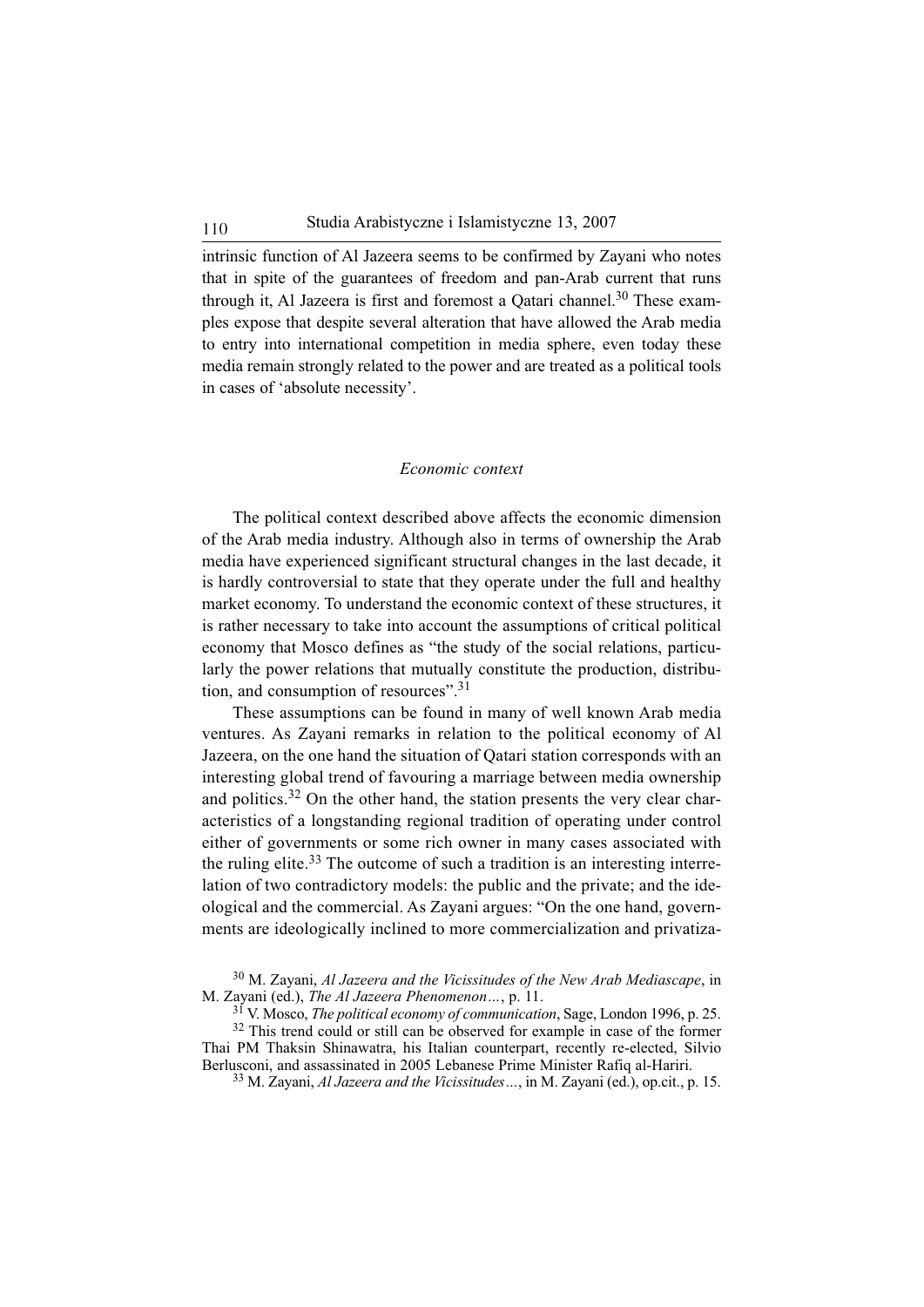intrinsic function of Al Jazeera seems to be confirmed by Zayani who notes that in spite of the guarantees of freedom and pan-Arab current that runs through it, Al Jazeera is first and foremost a Qatari channel.[30] These examples expose that despite several alteration that have allowed the Arab media to entry into international competition in media sphere, even today these media remain strongly related to the power and are treated as a political tools in cases of 'absolute necessity'.

### *Economic context*

The political context described above affects the economic dimension of the Arab media industry. Although also in terms of ownership the Arab media have experienced significant structural changes in the last decade, it is hardly controversial to state that they operate under the full and healthy market economy. To understand the economic context of these structures, it is rather necessary to take into account the assumptions of critical political economy that Mosco defines as "the study of the social relations, particularly the power relations that mutually constitute the production, distribution, and consumption of resources".[31]

These assumptions can be found in many of well known Arab media ventures. As Zayani remarks in relation to the political economy of Al Jazeera, on the one hand the situation of Qatari station corresponds with an interesting global trend of favouring a marriage between media ownership and politics.[32] On the other hand, the station presents the very clear characteristics of a longstanding regional tradition of operating under control either of governments or some rich owner in many cases associated with the ruling elite.[33] The outcome of such a tradition is an interesting interrelation of two contradictory models: the public and the private; and the ideological and the commercial. As Zayani argues: "On the one hand, governments are ideologically inclined to more commercialization and privatiza-

[30] M. Zayani, *Al Jazeera and the Vicissitudes of the New Arab Mediascape*, in M. Zayani (ed.), *The Al Jazeera Phenomenon…*, p. 11.

[31] V. Mosco, *The political economy of communication*, Sage, London 1996, p. 25.

[32] This trend could or still can be observed for example in case of the former Thai PM Thaksin Shinawatra, his Italian counterpart, recently re-elected, Silvio Berlusconi, and assassinated in 2005 Lebanese Prime Minister Rafiq al-Hariri.

[33] M. Zayani, *Al Jazeera and the Vicissitudes…*, in M. Zayani (ed.), op.cit., p. 15.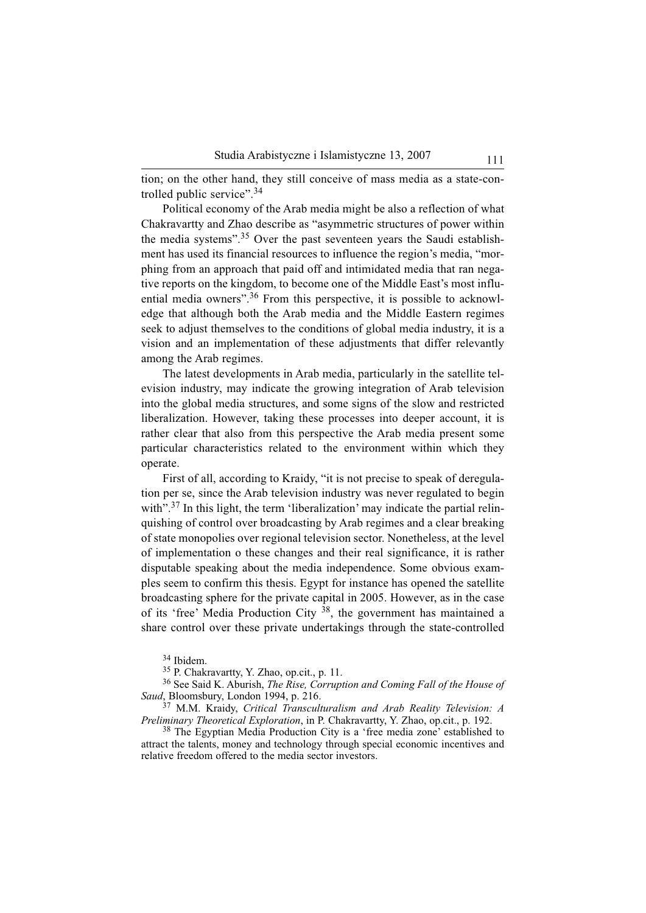tion; on the other hand, they still conceive of mass media as a state-controlled public service".[34]

Political economy of the Arab media might be also a reflection of what Chakravartty and Zhao describe as "asymmetric structures of power within the media systems".[35] Over the past seventeen years the Saudi establishment has used its financial resources to influence the region's media, "morphing from an approach that paid off and intimidated media that ran negative reports on the kingdom, to become one of the Middle East's most influential media owners".[36] From this perspective, it is possible to acknowledge that although both the Arab media and the Middle Eastern regimes seek to adjust themselves to the conditions of global media industry, it is a vision and an implementation of these adjustments that differ relevantly among the Arab regimes.

The latest developments in Arab media, particularly in the satellite television industry, may indicate the growing integration of Arab television into the global media structures, and some signs of the slow and restricted liberalization. However, taking these processes into deeper account, it is rather clear that also from this perspective the Arab media present some particular characteristics related to the environment within which they operate.

First of all, according to Kraidy, "it is not precise to speak of deregulation per se, since the Arab television industry was never regulated to begin with".[37] In this light, the term 'liberalization' may indicate the partial relinquishing of control over broadcasting by Arab regimes and a clear breaking of state monopolies over regional television sector. Nonetheless, at the level of implementation o these changes and their real significance, it is rather disputable speaking about the media independence. Some obvious examples seem to confirm this thesis. Egypt for instance has opened the satellite broadcasting sphere for the private capital in 2005. However, as in the case of its 'free' Media Production City [38], the government has maintained a share control over these private undertakings through the state-controlled

[34] Ibidem.

[35] P. Chakravartty, Y. Zhao, op.cit., p. 11.

[36] See Said K. Aburish, *The Rise, Corruption and Coming Fall of the House of Saud*, Bloomsbury, London 1994, p. 216.

[37] M.M. Kraidy, *Critical Transculturalism and Arab Reality Television: A Preliminary Theoretical Exploration*, in P. Chakravartty, Y. Zhao, op.cit., p. 192.

[38] The Egyptian Media Production City is a 'free media zone' established to attract the talents, money and technology through special economic incentives and relative freedom offered to the media sector investors.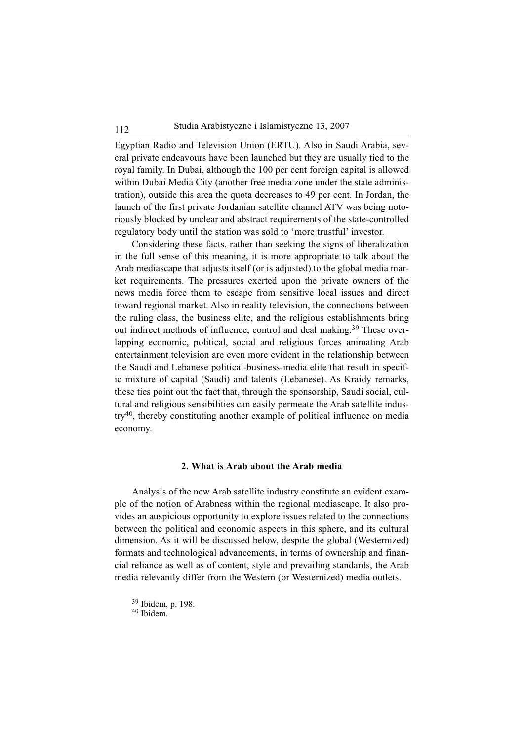Egyptian Radio and Television Union (ERTU). Also in Saudi Arabia, several private endeavours have been launched but they are usually tied to the royal family. In Dubai, although the 100 per cent foreign capital is allowed within Dubai Media City (another free media zone under the state administration), outside this area the quota decreases to 49 per cent. In Jordan, the launch of the first private Jordanian satellite channel ATV was being notoriously blocked by unclear and abstract requirements of the state-controlled regulatory body until the station was sold to 'more trustful' investor.

Considering these facts, rather than seeking the signs of liberalization in the full sense of this meaning, it is more appropriate to talk about the Arab mediascape that adjusts itself (or is adjusted) to the global media market requirements. The pressures exerted upon the private owners of the news media force them to escape from sensitive local issues and direct toward regional market. Also in reality television, the connections between the ruling class, the business elite, and the religious establishments bring out indirect methods of influence, control and deal making.[39] These overlapping economic, political, social and religious forces animating Arab entertainment television are even more evident in the relationship between the Saudi and Lebanese political-business-media elite that result in specific mixture of capital (Saudi) and talents (Lebanese). As Kraidy remarks, these ties point out the fact that, through the sponsorship, Saudi social, cultural and religious sensibilities can easily permeate the Arab satellite industry[40], thereby constituting another example of political influence on media economy.

## 2. What is Arab about the Arab media

Analysis of the new Arab satellite industry constitute an evident example of the notion of Arabness within the regional mediascape. It also provides an auspicious opportunity to explore issues related to the connections between the political and economic aspects in this sphere, and its cultural dimension. As it will be discussed below, despite the global (Westernized) formats and technological advancements, in terms of ownership and financial reliance as well as of content, style and prevailing standards, the Arab media relevantly differ from the Western (or Westernized) media outlets.

[39] Ibidem, p. 198.
[40] Ibidem.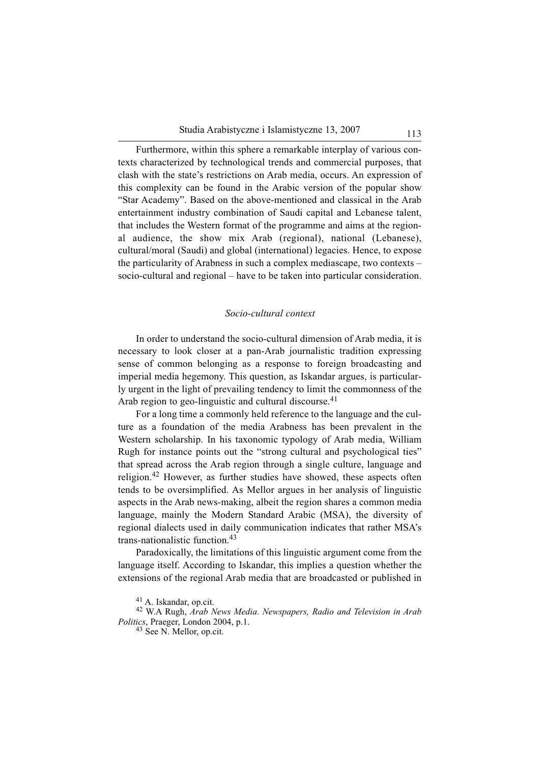Furthermore, within this sphere a remarkable interplay of various contexts characterized by technological trends and commercial purposes, that clash with the state's restrictions on Arab media, occurs. An expression of this complexity can be found in the Arabic version of the popular show "Star Academy". Based on the above-mentioned and classical in the Arab entertainment industry combination of Saudi capital and Lebanese talent, that includes the Western format of the programme and aims at the regional audience, the show mix Arab (regional), national (Lebanese), cultural/moral (Saudi) and global (international) legacies. Hence, to expose the particularity of Arabness in such a complex mediascape, two contexts – socio-cultural and regional – have to be taken into particular consideration.

*Socio-cultural context*

In order to understand the socio-cultural dimension of Arab media, it is necessary to look closer at a pan-Arab journalistic tradition expressing sense of common belonging as a response to foreign broadcasting and imperial media hegemony. This question, as Iskandar argues, is particularly urgent in the light of prevailing tendency to limit the commonness of the Arab region to geo-linguistic and cultural discourse.[41]

For a long time a commonly held reference to the language and the culture as a foundation of the media Arabness has been prevalent in the Western scholarship. In his taxonomic typology of Arab media, William Rugh for instance points out the "strong cultural and psychological ties" that spread across the Arab region through a single culture, language and religion.[42] However, as further studies have showed, these aspects often tends to be oversimplified. As Mellor argues in her analysis of linguistic aspects in the Arab news-making, albeit the region shares a common media language, mainly the Modern Standard Arabic (MSA), the diversity of regional dialects used in daily communication indicates that rather MSA's trans-nationalistic function.[43]

Paradoxically, the limitations of this linguistic argument come from the language itself. According to Iskandar, this implies a question whether the extensions of the regional Arab media that are broadcasted or published in

[41] A. Iskandar, op.cit.

[42] W.A Rugh, *Arab News Media. Newspapers, Radio and Television in Arab Politics*, Praeger, London 2004, p.1.

[43] See N. Mellor, op.cit.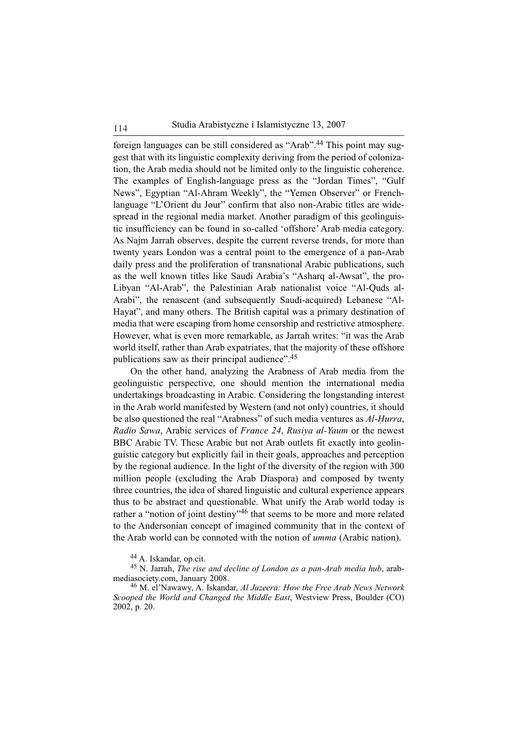foreign languages can be still considered as "Arab".[44] This point may suggest that with its linguistic complexity deriving from the period of colonization, the Arab media should not be limited only to the linguistic coherence. The examples of English-language press as the "Jordan Times", "Gulf News", Egyptian "Al-Ahram Weekly", the "Yemen Observer" or French-language "L'Orient du Jour" confirm that also non-Arabic titles are widespread in the regional media market. Another paradigm of this geolinguistic insufficiency can be found in so-called 'offshore' Arab media category. As Najm Jarrah observes, despite the current reverse trends, for more than twenty years London was a central point to the emergence of a pan-Arab daily press and the proliferation of transnational Arabic publications, such as the well known titles like Saudi Arabia's "Asharq al-Awsat", the pro-Libyan "Al-Arab", the Palestinian Arab nationalist voice "Al-Quds al-Arabi", the renascent (and subsequently Saudi-acquired) Lebanese "Al-Hayat", and many others. The British capital was a primary destination of media that were escaping from home censorship and restrictive atmosphere. However, what is even more remarkable, as Jarrah writes: "it was the Arab world itself, rather than Arab expatriates, that the majority of these offshore publications saw as their principal audience".[45]

On the other hand, analyzing the Arabness of Arab media from the geolinguistic perspective, one should mention the international media undertakings broadcasting in Arabic. Considering the longstanding interest in the Arab world manifested by Western (and not only) countries, it should be also questioned the real "Arabness" of such media ventures as *Al-Ḥurra*, *Radio Sawa*, Arabic services of *France 24*, *Rusiya al-Yaum* or the newest BBC Arabic TV. These Arabic but not Arab outlets fit exactly into geolinguistic category but explicitly fail in their goals, approaches and perception by the regional audience. In the light of the diversity of the region with 300 million people (excluding the Arab Diaspora) and composed by twenty three countries, the idea of shared linguistic and cultural experience appears thus to be abstract and questionable. What unify the Arab world today is rather a "notion of joint destiny"[46] that seems to be more and more related to the Andersonian concept of imagined community that in the context of the Arab world can be connoted with the notion of *umma* (Arabic nation).

[44] A. Iskandar, op.cit.

[45] N. Jarrah, *The rise and decline of London as a pan-Arab media hub*, arabmediasociety.com, January 2008.

[46] M. el'Nawawy, A. Iskandar, *Al Jazeera: How the Free Arab News Network Scooped the World and Changed the Middle East*, Westview Press, Boulder (CO) 2002, p. 20.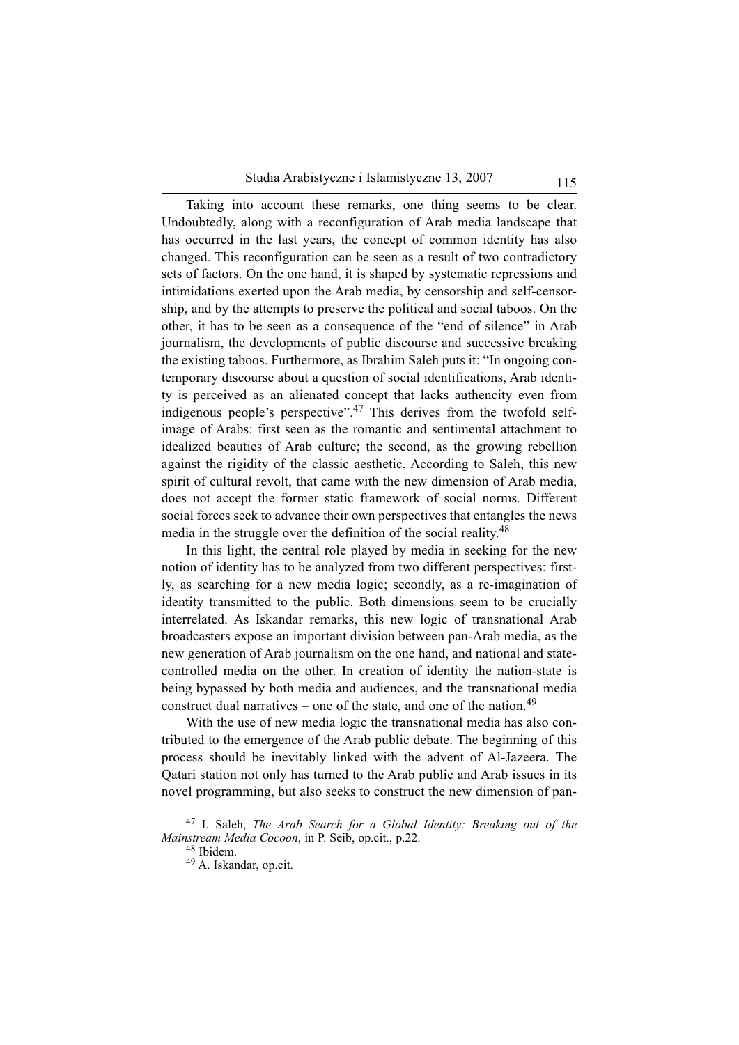Taking into account these remarks, one thing seems to be clear. Undoubtedly, along with a reconfiguration of Arab media landscape that has occurred in the last years, the concept of common identity has also changed. This reconfiguration can be seen as a result of two contradictory sets of factors. On the one hand, it is shaped by systematic repressions and intimidations exerted upon the Arab media, by censorship and self-censorship, and by the attempts to preserve the political and social taboos. On the other, it has to be seen as a consequence of the "end of silence" in Arab journalism, the developments of public discourse and successive breaking the existing taboos. Furthermore, as Ibrahim Saleh puts it: "In ongoing contemporary discourse about a question of social identifications, Arab identity is perceived as an alienated concept that lacks authencity even from indigenous people's perspective".[47] This derives from the twofold self-image of Arabs: first seen as the romantic and sentimental attachment to idealized beauties of Arab culture; the second, as the growing rebellion against the rigidity of the classic aesthetic. According to Saleh, this new spirit of cultural revolt, that came with the new dimension of Arab media, does not accept the former static framework of social norms. Different social forces seek to advance their own perspectives that entangles the news media in the struggle over the definition of the social reality.[48]

In this light, the central role played by media in seeking for the new notion of identity has to be analyzed from two different perspectives: firstly, as searching for a new media logic; secondly, as a re-imagination of identity transmitted to the public. Both dimensions seem to be crucially interrelated. As Iskandar remarks, this new logic of transnational Arab broadcasters expose an important division between pan-Arab media, as the new generation of Arab journalism on the one hand, and national and state-controlled media on the other. In creation of identity the nation-state is being bypassed by both media and audiences, and the transnational media construct dual narratives – one of the state, and one of the nation.[49]

With the use of new media logic the transnational media has also contributed to the emergence of the Arab public debate. The beginning of this process should be inevitably linked with the advent of Al-Jazeera. The Qatari station not only has turned to the Arab public and Arab issues in its novel programming, but also seeks to construct the new dimension of pan-

[47] I. Saleh, *The Arab Search for a Global Identity: Breaking out of the Mainstream Media Cocoon*, in P. Seib, op.cit., p.22.

[48] Ibidem.

[49] A. Iskandar, op.cit.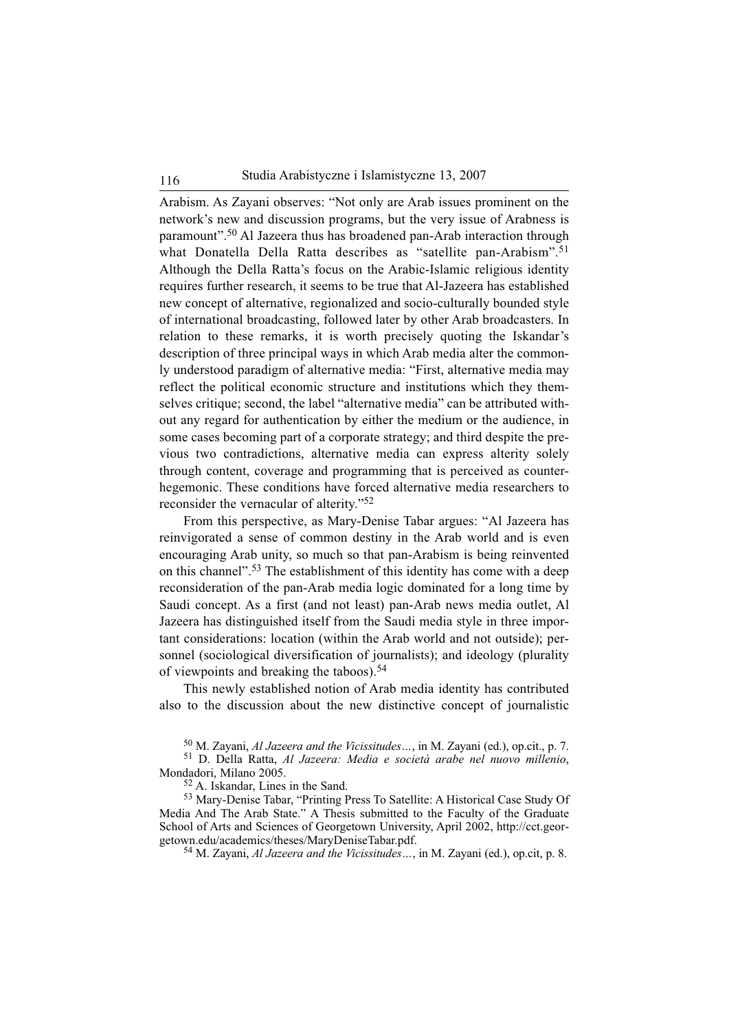Arabism. As Zayani observes: "Not only are Arab issues prominent on the network's new and discussion programs, but the very issue of Arabness is paramount".[50] Al Jazeera thus has broadened pan-Arab interaction through what Donatella Della Ratta describes as "satellite pan-Arabism".[51] Although the Della Ratta's focus on the Arabic-Islamic religious identity requires further research, it seems to be true that Al-Jazeera has established new concept of alternative, regionalized and socio-culturally bounded style of international broadcasting, followed later by other Arab broadcasters. In relation to these remarks, it is worth precisely quoting the Iskandar's description of three principal ways in which Arab media alter the commonly understood paradigm of alternative media: "First, alternative media may reflect the political economic structure and institutions which they themselves critique; second, the label "alternative media" can be attributed without any regard for authentication by either the medium or the audience, in some cases becoming part of a corporate strategy; and third despite the previous two contradictions, alternative media can express alterity solely through content, coverage and programming that is perceived as counter-hegemonic. These conditions have forced alternative media researchers to reconsider the vernacular of alterity."[52]

From this perspective, as Mary-Denise Tabar argues: "Al Jazeera has reinvigorated a sense of common destiny in the Arab world and is even encouraging Arab unity, so much so that pan-Arabism is being reinvented on this channel".[53] The establishment of this identity has come with a deep reconsideration of the pan-Arab media logic dominated for a long time by Saudi concept. As a first (and not least) pan-Arab news media outlet, Al Jazeera has distinguished itself from the Saudi media style in three important considerations: location (within the Arab world and not outside); personnel (sociological diversification of journalists); and ideology (plurality of viewpoints and breaking the taboos).[54]

This newly established notion of Arab media identity has contributed also to the discussion about the new distinctive concept of journalistic

[50] M. Zayani, *Al Jazeera and the Vicissitudes…*, in M. Zayani (ed.), op.cit., p. 7.

[51] D. Della Ratta, *Al Jazeera: Media e società arabe nel nuovo millenio*, Mondadori, Milano 2005.

[52] A. Iskandar, Lines in the Sand.

[53] Mary-Denise Tabar, "Printing Press To Satellite: A Historical Case Study Of Media And The Arab State." A Thesis submitted to the Faculty of the Graduate School of Arts and Sciences of Georgetown University, April 2002, http://cct.georgetown.edu/academics/theses/MaryDeniseTabar.pdf.

[54] M. Zayani, *Al Jazeera and the Vicissitudes…*, in M. Zayani (ed.), op.cit, p. 8.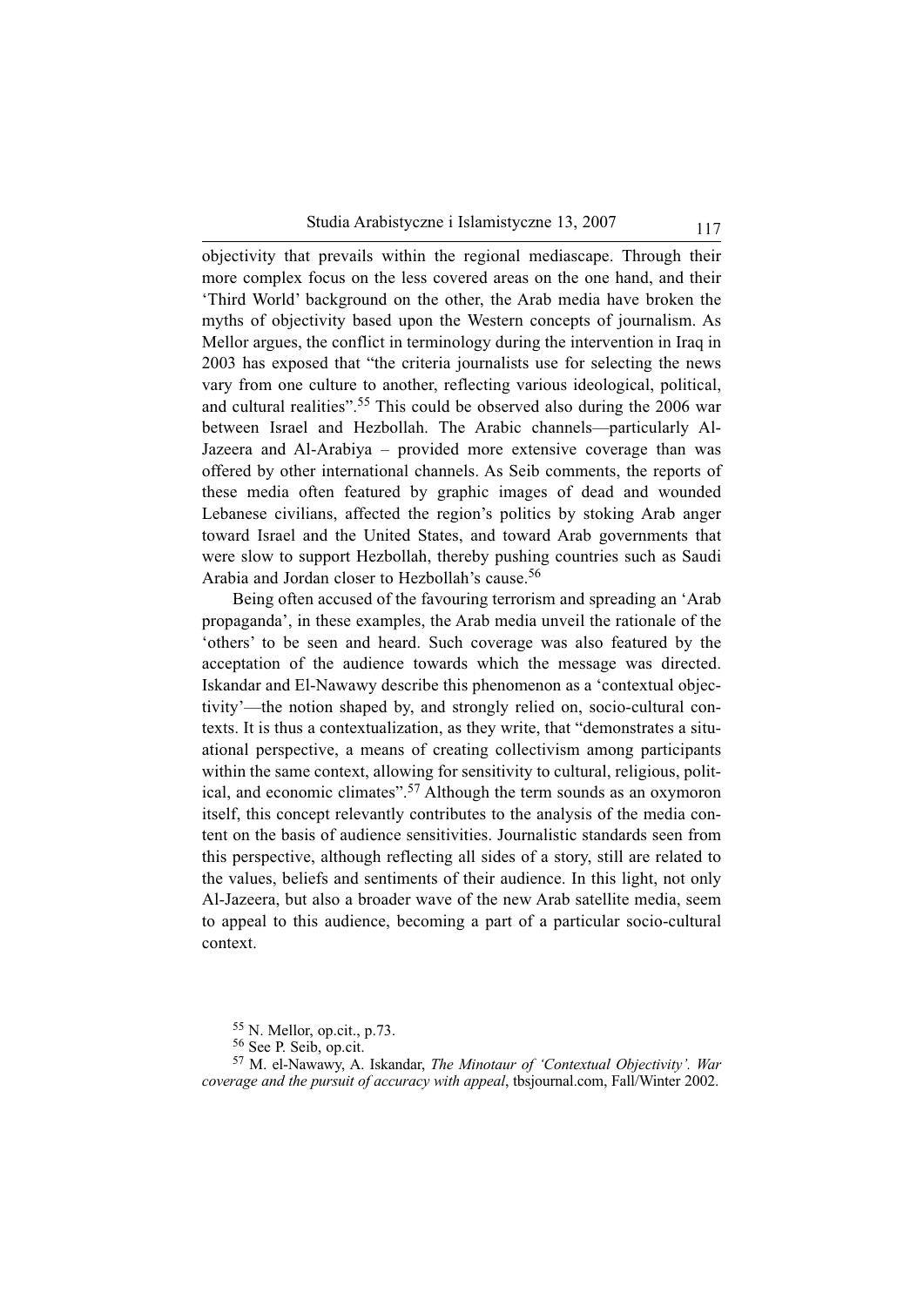objectivity that prevails within the regional mediascape. Through their more complex focus on the less covered areas on the one hand, and their 'Third World' background on the other, the Arab media have broken the myths of objectivity based upon the Western concepts of journalism. As Mellor argues, the conflict in terminology during the intervention in Iraq in 2003 has exposed that "the criteria journalists use for selecting the news vary from one culture to another, reflecting various ideological, political, and cultural realities".[55] This could be observed also during the 2006 war between Israel and Hezbollah. The Arabic channels—particularly Al-Jazeera and Al-Arabiya – provided more extensive coverage than was offered by other international channels. As Seib comments, the reports of these media often featured by graphic images of dead and wounded Lebanese civilians, affected the region's politics by stoking Arab anger toward Israel and the United States, and toward Arab governments that were slow to support Hezbollah, thereby pushing countries such as Saudi Arabia and Jordan closer to Hezbollah's cause.[56]

Being often accused of the favouring terrorism and spreading an 'Arab propaganda', in these examples, the Arab media unveil the rationale of the 'others' to be seen and heard. Such coverage was also featured by the acceptation of the audience towards which the message was directed. Iskandar and El-Nawawy describe this phenomenon as a 'contextual objectivity'—the notion shaped by, and strongly relied on, socio-cultural contexts. It is thus a contextualization, as they write, that "demonstrates a situational perspective, a means of creating collectivism among participants within the same context, allowing for sensitivity to cultural, religious, political, and economic climates".[57] Although the term sounds as an oxymoron itself, this concept relevantly contributes to the analysis of the media content on the basis of audience sensitivities. Journalistic standards seen from this perspective, although reflecting all sides of a story, still are related to the values, beliefs and sentiments of their audience. In this light, not only Al-Jazeera, but also a broader wave of the new Arab satellite media, seem to appeal to this audience, becoming a part of a particular socio-cultural context.

[55] N. Mellor, op.cit., p.73.

[56] See P. Seib, op.cit.

[57] M. el-Nawawy, A. Iskandar, *The Minotaur of 'Contextual Objectivity'. War coverage and the pursuit of accuracy with appeal*, tbsjournal.com, Fall/Winter 2002.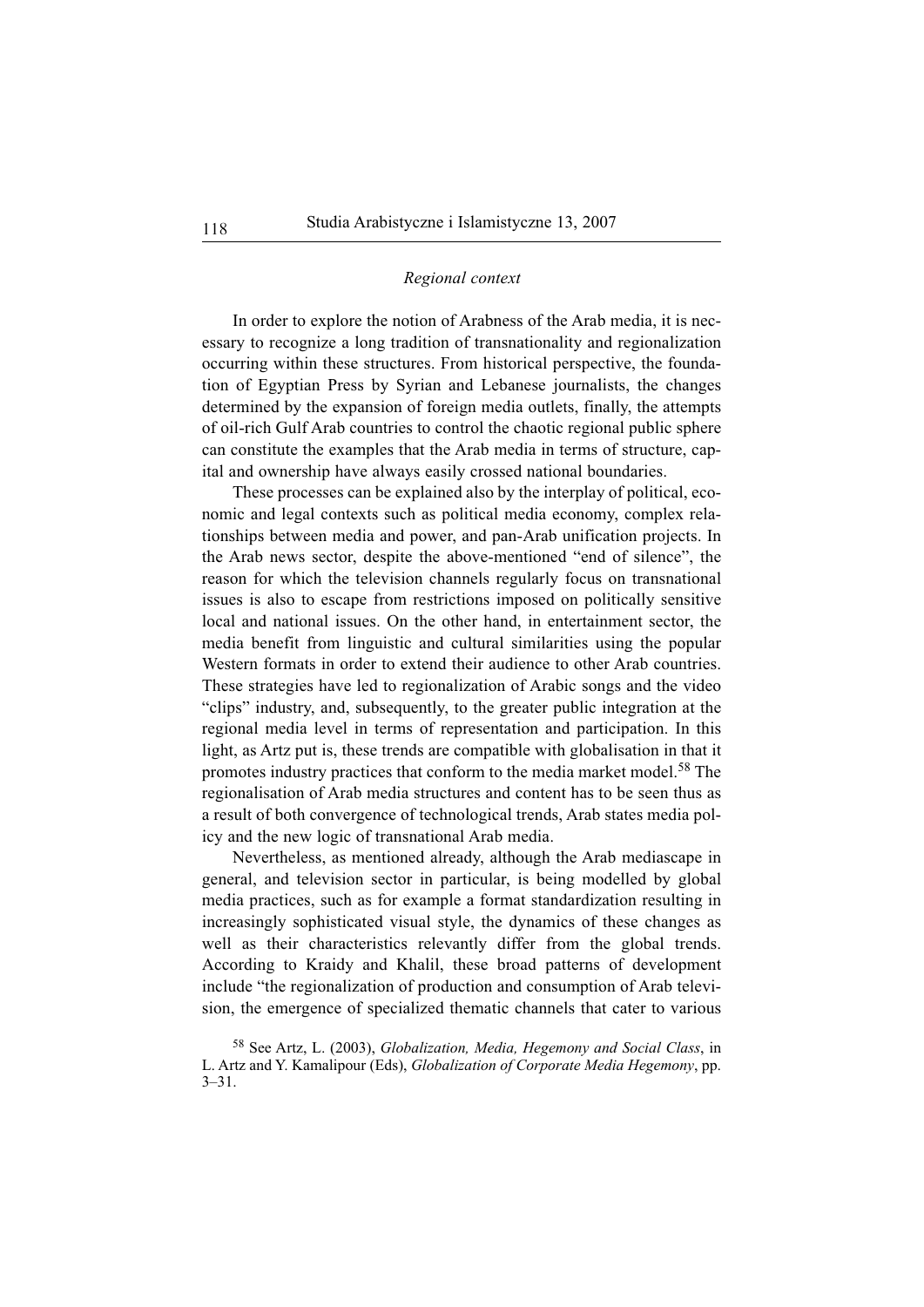*Regional context*

In order to explore the notion of Arabness of the Arab media, it is necessary to recognize a long tradition of transnationality and regionalization occurring within these structures. From historical perspective, the foundation of Egyptian Press by Syrian and Lebanese journalists, the changes determined by the expansion of foreign media outlets, finally, the attempts of oil-rich Gulf Arab countries to control the chaotic regional public sphere can constitute the examples that the Arab media in terms of structure, capital and ownership have always easily crossed national boundaries.

These processes can be explained also by the interplay of political, economic and legal contexts such as political media economy, complex relationships between media and power, and pan-Arab unification projects. In the Arab news sector, despite the above-mentioned "end of silence", the reason for which the television channels regularly focus on transnational issues is also to escape from restrictions imposed on politically sensitive local and national issues. On the other hand, in entertainment sector, the media benefit from linguistic and cultural similarities using the popular Western formats in order to extend their audience to other Arab countries. These strategies have led to regionalization of Arabic songs and the video "clips" industry, and, subsequently, to the greater public integration at the regional media level in terms of representation and participation. In this light, as Artz put is, these trends are compatible with globalisation in that it promotes industry practices that conform to the media market model.[58] The regionalisation of Arab media structures and content has to be seen thus as a result of both convergence of technological trends, Arab states media policy and the new logic of transnational Arab media.

Nevertheless, as mentioned already, although the Arab mediascape in general, and television sector in particular, is being modelled by global media practices, such as for example a format standardization resulting in increasingly sophisticated visual style, the dynamics of these changes as well as their characteristics relevantly differ from the global trends. According to Kraidy and Khalil, these broad patterns of development include "the regionalization of production and consumption of Arab television, the emergence of specialized thematic channels that cater to various

[58] See Artz, L. (2003), *Globalization, Media, Hegemony and Social Class*, in L. Artz and Y. Kamalipour (Eds), *Globalization of Corporate Media Hegemony*, pp. 3–31.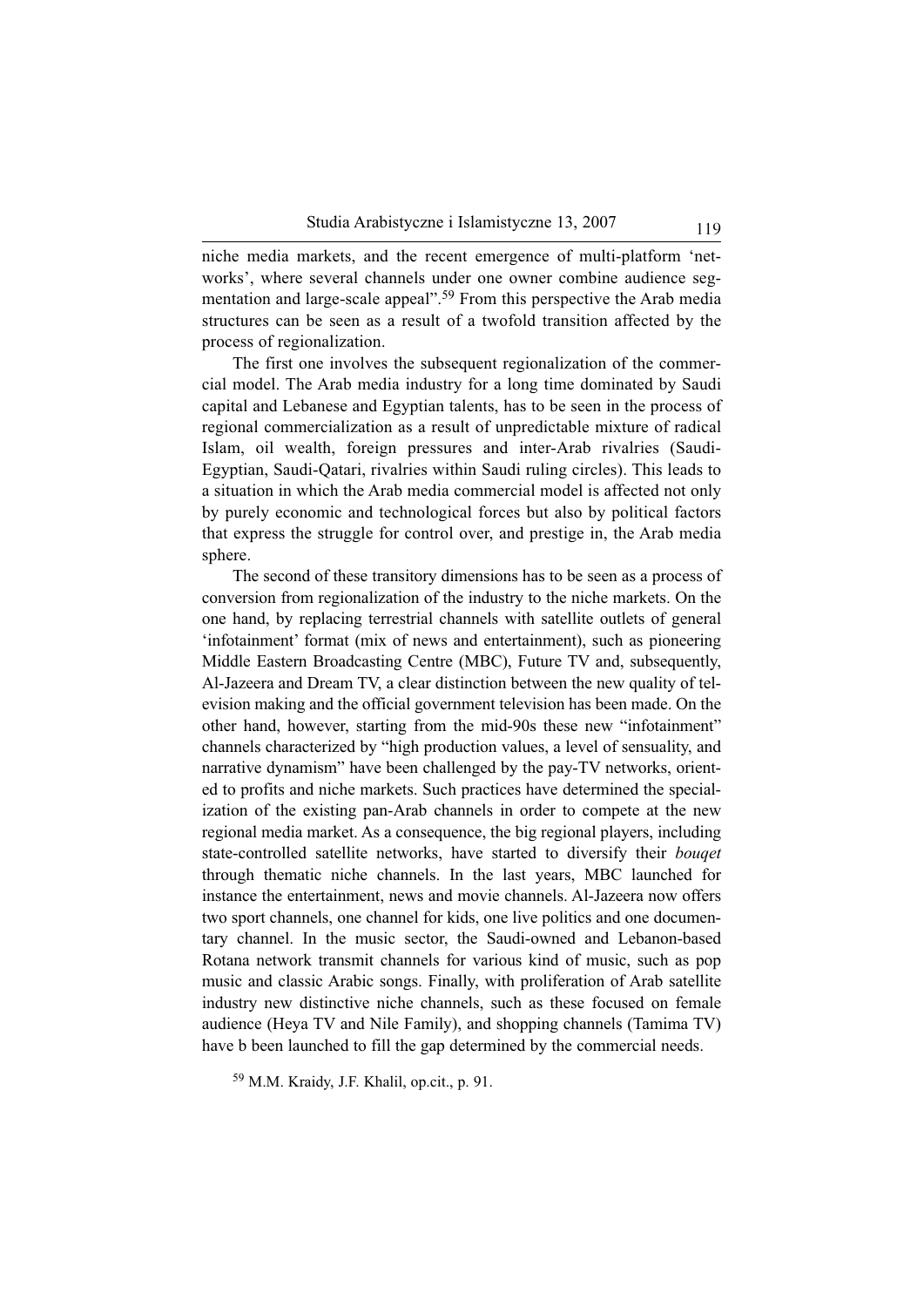niche media markets, and the recent emergence of multi-platform 'networks', where several channels under one owner combine audience segmentation and large-scale appeal".[59] From this perspective the Arab media structures can be seen as a result of a twofold transition affected by the process of regionalization.

The first one involves the subsequent regionalization of the commercial model. The Arab media industry for a long time dominated by Saudi capital and Lebanese and Egyptian talents, has to be seen in the process of regional commercialization as a result of unpredictable mixture of radical Islam, oil wealth, foreign pressures and inter-Arab rivalries (Saudi-Egyptian, Saudi-Qatari, rivalries within Saudi ruling circles). This leads to a situation in which the Arab media commercial model is affected not only by purely economic and technological forces but also by political factors that express the struggle for control over, and prestige in, the Arab media sphere.

The second of these transitory dimensions has to be seen as a process of conversion from regionalization of the industry to the niche markets. On the one hand, by replacing terrestrial channels with satellite outlets of general 'infotainment' format (mix of news and entertainment), such as pioneering Middle Eastern Broadcasting Centre (MBC), Future TV and, subsequently, Al-Jazeera and Dream TV, a clear distinction between the new quality of television making and the official government television has been made. On the other hand, however, starting from the mid-90s these new "infotainment" channels characterized by "high production values, a level of sensuality, and narrative dynamism" have been challenged by the pay-TV networks, oriented to profits and niche markets. Such practices have determined the specialization of the existing pan-Arab channels in order to compete at the new regional media market. As a consequence, the big regional players, including state-controlled satellite networks, have started to diversify their *bouqet* through thematic niche channels. In the last years, MBC launched for instance the entertainment, news and movie channels. Al-Jazeera now offers two sport channels, one channel for kids, one live politics and one documentary channel. In the music sector, the Saudi-owned and Lebanon-based Rotana network transmit channels for various kind of music, such as pop music and classic Arabic songs. Finally, with proliferation of Arab satellite industry new distinctive niche channels, such as these focused on female audience (Heya TV and Nile Family), and shopping channels (Tamima TV) have b been launched to fill the gap determined by the commercial needs.

[59] M.M. Kraidy, J.F. Khalil, op.cit., p. 91.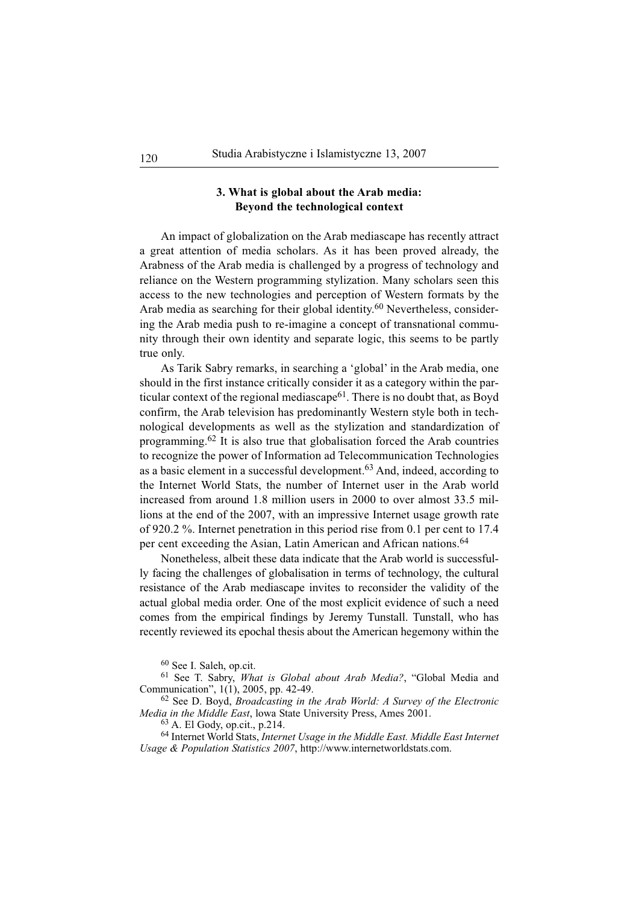### 3. What is global about the Arab media: Beyond the technological context

An impact of globalization on the Arab mediascape has recently attract a great attention of media scholars. As it has been proved already, the Arabness of the Arab media is challenged by a progress of technology and reliance on the Western programming stylization. Many scholars seen this access to the new technologies and perception of Western formats by the Arab media as searching for their global identity.[60] Nevertheless, considering the Arab media push to re-imagine a concept of transnational community through their own identity and separate logic, this seems to be partly true only.

As Tarik Sabry remarks, in searching a 'global' in the Arab media, one should in the first instance critically consider it as a category within the particular context of the regional mediascape[61]. There is no doubt that, as Boyd confirm, the Arab television has predominantly Western style both in technological developments as well as the stylization and standardization of programming.[62] It is also true that globalisation forced the Arab countries to recognize the power of Information ad Telecommunication Technologies as a basic element in a successful development.[63] And, indeed, according to the Internet World Stats, the number of Internet user in the Arab world increased from around 1.8 million users in 2000 to over almost 33.5 millions at the end of the 2007, with an impressive Internet usage growth rate of 920.2 %. Internet penetration in this period rise from 0.1 per cent to 17.4 per cent exceeding the Asian, Latin American and African nations.[64]

Nonetheless, albeit these data indicate that the Arab world is successfully facing the challenges of globalisation in terms of technology, the cultural resistance of the Arab mediascape invites to reconsider the validity of the actual global media order. One of the most explicit evidence of such a need comes from the empirical findings by Jeremy Tunstall. Tunstall, who has recently reviewed its epochal thesis about the American hegemony within the

---

[60] See I. Saleh, op.cit.

[61] See T. Sabry, *What is Global about Arab Media?*, "Global Media and Communication", 1(1), 2005, pp. 42-49.

[62] See D. Boyd, *Broadcasting in the Arab World: A Survey of the Electronic Media in the Middle East*, lowa State University Press, Ames 2001.

[63] A. El Gody, op.cit., p.214.

[64] Internet World Stats, *Internet Usage in the Middle East. Middle East Internet Usage & Population Statistics 2007*, http://www.internetworldstats.com.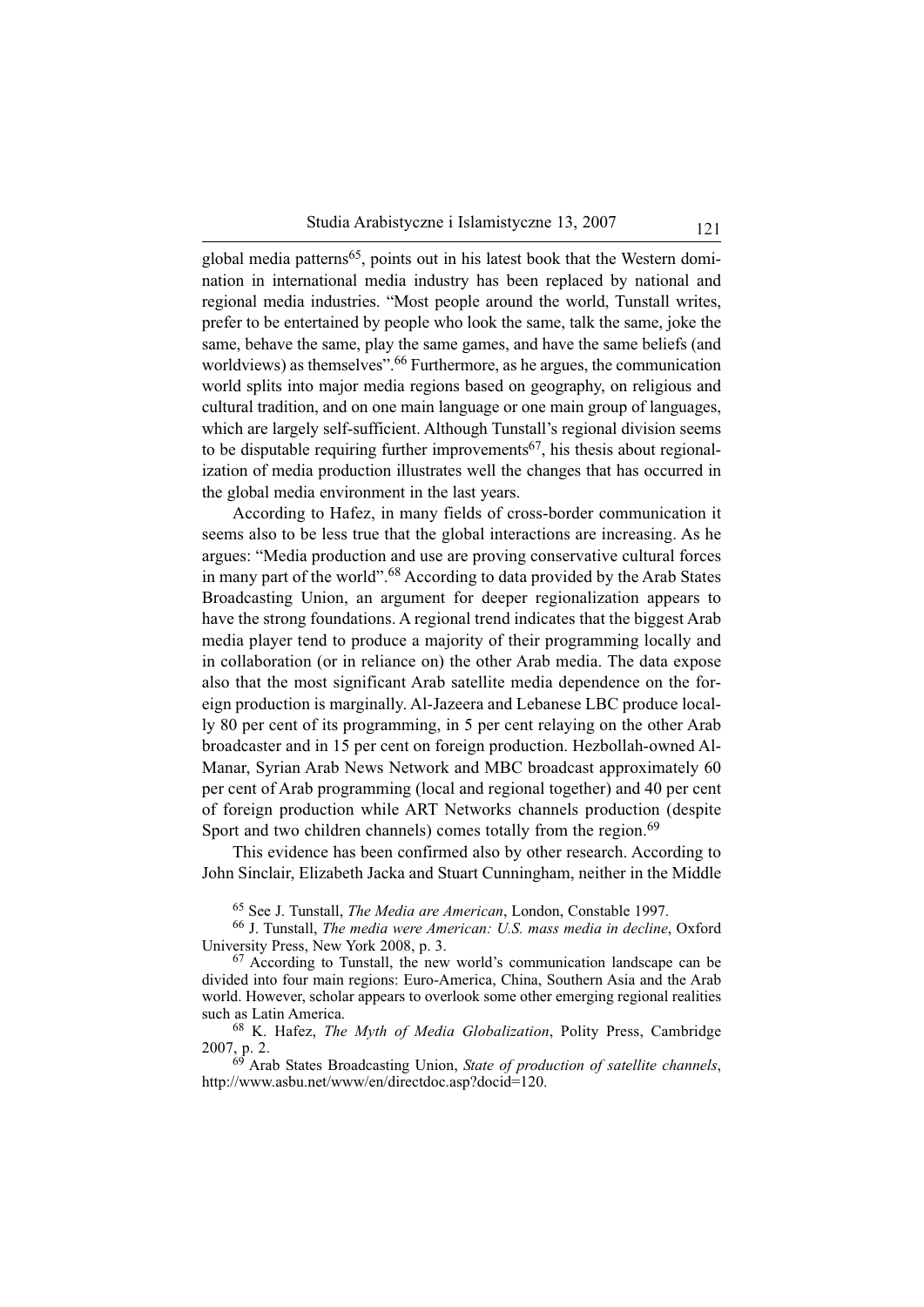global media patterns[65], points out in his latest book that the Western domination in international media industry has been replaced by national and regional media industries. "Most people around the world, Tunstall writes, prefer to be entertained by people who look the same, talk the same, joke the same, behave the same, play the same games, and have the same beliefs (and worldviews) as themselves".[66] Furthermore, as he argues, the communication world splits into major media regions based on geography, on religious and cultural tradition, and on one main language or one main group of languages, which are largely self-sufficient. Although Tunstall's regional division seems to be disputable requiring further improvements[67], his thesis about regionalization of media production illustrates well the changes that has occurred in the global media environment in the last years.

According to Hafez, in many fields of cross-border communication it seems also to be less true that the global interactions are increasing. As he argues: "Media production and use are proving conservative cultural forces in many part of the world".[68] According to data provided by the Arab States Broadcasting Union, an argument for deeper regionalization appears to have the strong foundations. A regional trend indicates that the biggest Arab media player tend to produce a majority of their programming locally and in collaboration (or in reliance on) the other Arab media. The data expose also that the most significant Arab satellite media dependence on the foreign production is marginally. Al-Jazeera and Lebanese LBC produce locally 80 per cent of its programming, in 5 per cent relaying on the other Arab broadcaster and in 15 per cent on foreign production. Hezbollah-owned Al-Manar, Syrian Arab News Network and MBC broadcast approximately 60 per cent of Arab programming (local and regional together) and 40 per cent of foreign production while ART Networks channels production (despite Sport and two children channels) comes totally from the region.[69]

This evidence has been confirmed also by other research. According to John Sinclair, Elizabeth Jacka and Stuart Cunningham, neither in the Middle

[65] See J. Tunstall, *The Media are American*, London, Constable 1997.

[66] J. Tunstall, *The media were American: U.S. mass media in decline*, Oxford University Press, New York 2008, p. 3.

[67] According to Tunstall, the new world's communication landscape can be divided into four main regions: Euro-America, China, Southern Asia and the Arab world. However, scholar appears to overlook some other emerging regional realities such as Latin America.

[68] K. Hafez, *The Myth of Media Globalization*, Polity Press, Cambridge 2007, p. 2.

[69] Arab States Broadcasting Union, *State of production of satellite channels*, http://www.asbu.net/www/en/directdoc.asp?docid=120.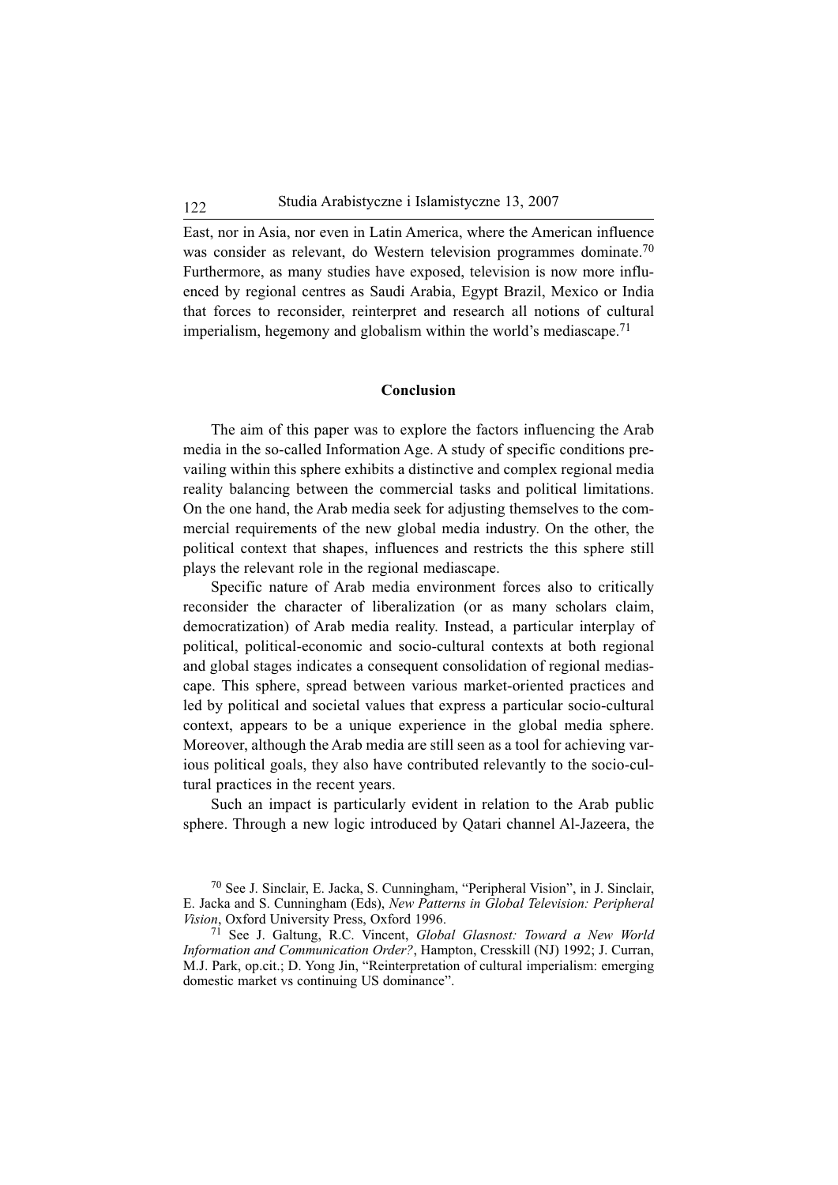East, nor in Asia, nor even in Latin America, where the American influence was consider as relevant, do Western television programmes dominate.[70] Furthermore, as many studies have exposed, television is now more influenced by regional centres as Saudi Arabia, Egypt Brazil, Mexico or India that forces to reconsider, reinterpret and research all notions of cultural imperialism, hegemony and globalism within the world's mediascape.[71]

## Conclusion

The aim of this paper was to explore the factors influencing the Arab media in the so-called Information Age. A study of specific conditions prevailing within this sphere exhibits a distinctive and complex regional media reality balancing between the commercial tasks and political limitations. On the one hand, the Arab media seek for adjusting themselves to the commercial requirements of the new global media industry. On the other, the political context that shapes, influences and restricts the this sphere still plays the relevant role in the regional mediascape.

Specific nature of Arab media environment forces also to critically reconsider the character of liberalization (or as many scholars claim, democratization) of Arab media reality. Instead, a particular interplay of political, political-economic and socio-cultural contexts at both regional and global stages indicates a consequent consolidation of regional mediascape. This sphere, spread between various market-oriented practices and led by political and societal values that express a particular socio-cultural context, appears to be a unique experience in the global media sphere. Moreover, although the Arab media are still seen as a tool for achieving various political goals, they also have contributed relevantly to the socio-cultural practices in the recent years.

Such an impact is particularly evident in relation to the Arab public sphere. Through a new logic introduced by Qatari channel Al-Jazeera, the

---

[70] See J. Sinclair, E. Jacka, S. Cunningham, "Peripheral Vision", in J. Sinclair, E. Jacka and S. Cunningham (Eds), *New Patterns in Global Television: Peripheral Vision*, Oxford University Press, Oxford 1996.

[71] See J. Galtung, R.C. Vincent, *Global Glasnost: Toward a New World Information and Communication Order?*, Hampton, Cresskill (NJ) 1992; J. Curran, M.J. Park, op.cit.; D. Yong Jin, "Reinterpretation of cultural imperialism: emerging domestic market vs continuing US dominance".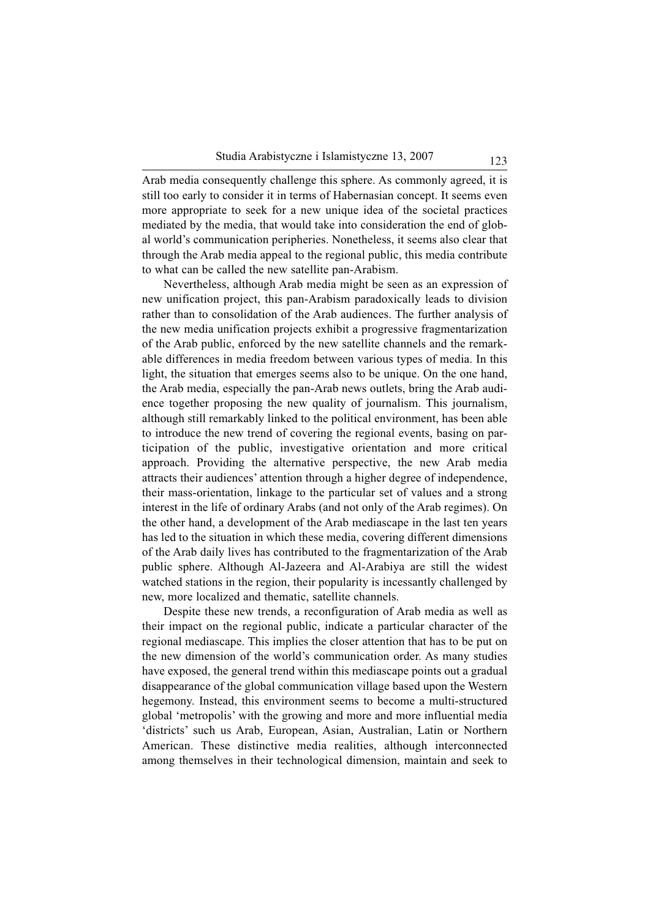Arab media consequently challenge this sphere. As commonly agreed, it is still too early to consider it in terms of Habernasian concept. It seems even more appropriate to seek for a new unique idea of the societal practices mediated by the media, that would take into consideration the end of global world's communication peripheries. Nonetheless, it seems also clear that through the Arab media appeal to the regional public, this media contribute to what can be called the new satellite pan-Arabism.

Nevertheless, although Arab media might be seen as an expression of new unification project, this pan-Arabism paradoxically leads to division rather than to consolidation of the Arab audiences. The further analysis of the new media unification projects exhibit a progressive fragmentarization of the Arab public, enforced by the new satellite channels and the remarkable differences in media freedom between various types of media. In this light, the situation that emerges seems also to be unique. On the one hand, the Arab media, especially the pan-Arab news outlets, bring the Arab audience together proposing the new quality of journalism. This journalism, although still remarkably linked to the political environment, has been able to introduce the new trend of covering the regional events, basing on participation of the public, investigative orientation and more critical approach. Providing the alternative perspective, the new Arab media attracts their audiences' attention through a higher degree of independence, their mass-orientation, linkage to the particular set of values and a strong interest in the life of ordinary Arabs (and not only of the Arab regimes). On the other hand, a development of the Arab mediascape in the last ten years has led to the situation in which these media, covering different dimensions of the Arab daily lives has contributed to the fragmentarization of the Arab public sphere. Although Al-Jazeera and Al-Arabiya are still the widest watched stations in the region, their popularity is incessantly challenged by new, more localized and thematic, satellite channels.

Despite these new trends, a reconfiguration of Arab media as well as their impact on the regional public, indicate a particular character of the regional mediascape. This implies the closer attention that has to be put on the new dimension of the world's communication order. As many studies have exposed, the general trend within this mediascape points out a gradual disappearance of the global communication village based upon the Western hegemony. Instead, this environment seems to become a multi-structured global 'metropolis' with the growing and more and more influential media 'districts' such us Arab, European, Asian, Australian, Latin or Northern American. These distinctive media realities, although interconnected among themselves in their technological dimension, maintain and seek to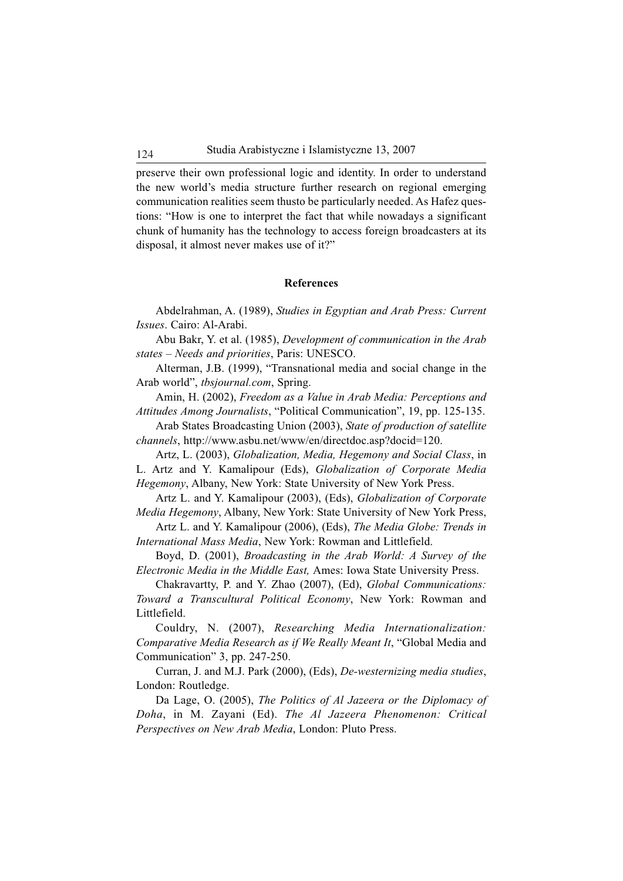preserve their own professional logic and identity. In order to understand the new world's media structure further research on regional emerging communication realities seem thusto be particularly needed. As Hafez questions: "How is one to interpret the fact that while nowadays a significant chunk of humanity has the technology to access foreign broadcasters at its disposal, it almost never makes use of it?"

## References

Abdelrahman, A. (1989), *Studies in Egyptian and Arab Press: Current Issues*. Cairo: Al-Arabi.

Abu Bakr, Y. et al. (1985), *Development of communication in the Arab states – Needs and priorities*, Paris: UNESCO.

Alterman, J.B. (1999), "Transnational media and social change in the Arab world", *tbsjournal.com*, Spring.

Amin, H. (2002), *Freedom as a Value in Arab Media: Perceptions and Attitudes Among Journalists*, "Political Communication", 19, pp. 125-135.

Arab States Broadcasting Union (2003), *State of production of satellite channels*, http://www.asbu.net/www/en/directdoc.asp?docid=120.

Artz, L. (2003), *Globalization, Media, Hegemony and Social Class*, in L. Artz and Y. Kamalipour (Eds), *Globalization of Corporate Media Hegemony*, Albany, New York: State University of New York Press.

Artz L. and Y. Kamalipour (2003), (Eds), *Globalization of Corporate Media Hegemony*, Albany, New York: State University of New York Press,

Artz L. and Y. Kamalipour (2006), (Eds), *The Media Globe: Trends in International Mass Media*, New York: Rowman and Littlefield.

Boyd, D. (2001), *Broadcasting in the Arab World: A Survey of the Electronic Media in the Middle East,* Ames: Iowa State University Press.

Chakravartty, P. and Y. Zhao (2007), (Ed), *Global Communications: Toward a Transcultural Political Economy*, New York: Rowman and Littlefield.

Couldry, N. (2007), *Researching Media Internationalization: Comparative Media Research as if We Really Meant It*, "Global Media and Communication" 3, pp. 247-250.

Curran, J. and M.J. Park (2000), (Eds), *De-westernizing media studies*, London: Routledge.

Da Lage, O. (2005), *The Politics of Al Jazeera or the Diplomacy of Doha*, in M. Zayani (Ed). *The Al Jazeera Phenomenon: Critical Perspectives on New Arab Media*, London: Pluto Press.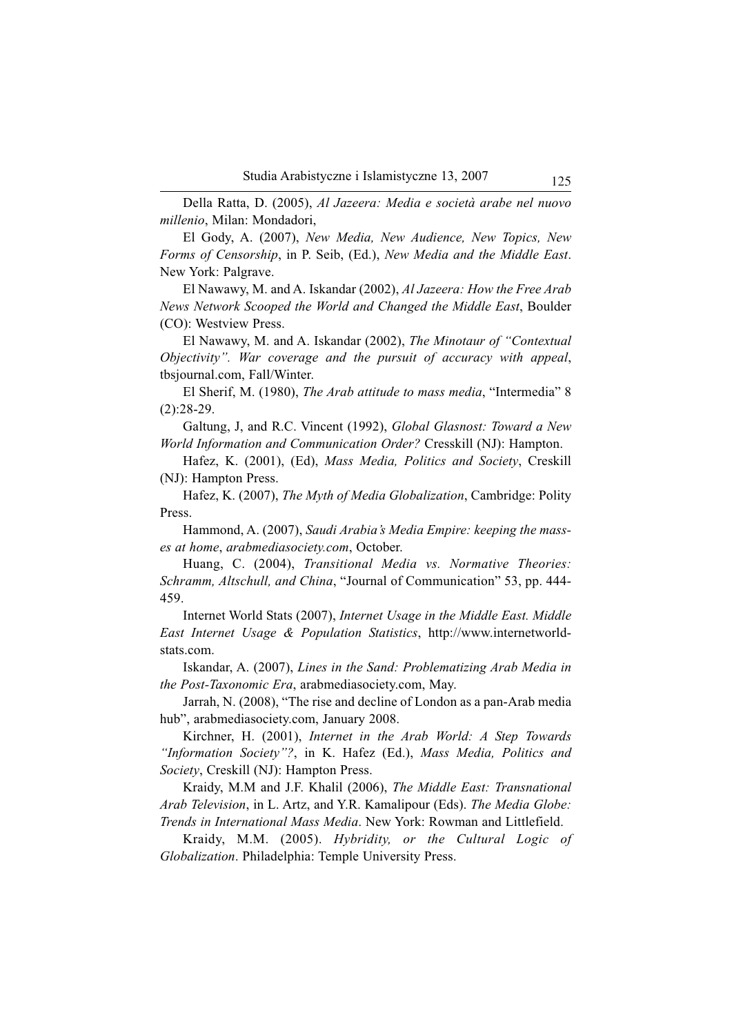Della Ratta, D. (2005), *Al Jazeera: Media e società arabe nel nuovo millenio*, Milan: Mondadori,

El Gody, A. (2007), *New Media, New Audience, New Topics, New Forms of Censorship*, in P. Seib, (Ed.), *New Media and the Middle East*. New York: Palgrave.

El Nawawy, M. and A. Iskandar (2002), *Al Jazeera: How the Free Arab News Network Scooped the World and Changed the Middle East*, Boulder (CO): Westview Press.

El Nawawy, M. and A. Iskandar (2002), *The Minotaur of "Contextual Objectivity". War coverage and the pursuit of accuracy with appeal*, tbsjournal.com, Fall/Winter.

El Sherif, M. (1980), *The Arab attitude to mass media*, "Intermedia" 8 (2):28-29.

Galtung, J, and R.C. Vincent (1992), *Global Glasnost: Toward a New World Information and Communication Order?* Cresskill (NJ): Hampton.

Hafez, K. (2001), (Ed), *Mass Media, Politics and Society*, Creskill (NJ): Hampton Press.

Hafez, K. (2007), *The Myth of Media Globalization*, Cambridge: Polity Press.

Hammond, A. (2007), *Saudi Arabia's Media Empire: keeping the masses at home*, *arabmediasociety.com*, October.

Huang, C. (2004), *Transitional Media vs. Normative Theories: Schramm, Altschull, and China*, "Journal of Communication" 53, pp. 444-459.

Internet World Stats (2007), *Internet Usage in the Middle East. Middle East Internet Usage & Population Statistics*, http://www.internetworldstats.com.

Iskandar, A. (2007), *Lines in the Sand: Problematizing Arab Media in the Post-Taxonomic Era*, arabmediasociety.com, May.

Jarrah, N. (2008), "The rise and decline of London as a pan-Arab media hub", arabmediasociety.com, January 2008.

Kirchner, H. (2001), *Internet in the Arab World: A Step Towards "Information Society"?*, in K. Hafez (Ed.), *Mass Media, Politics and Society*, Creskill (NJ): Hampton Press.

Kraidy, M.M and J.F. Khalil (2006), *The Middle East: Transnational Arab Television*, in L. Artz, and Y.R. Kamalipour (Eds). *The Media Globe: Trends in International Mass Media*. New York: Rowman and Littlefield.

Kraidy, M.M. (2005). *Hybridity, or the Cultural Logic of Globalization*. Philadelphia: Temple University Press.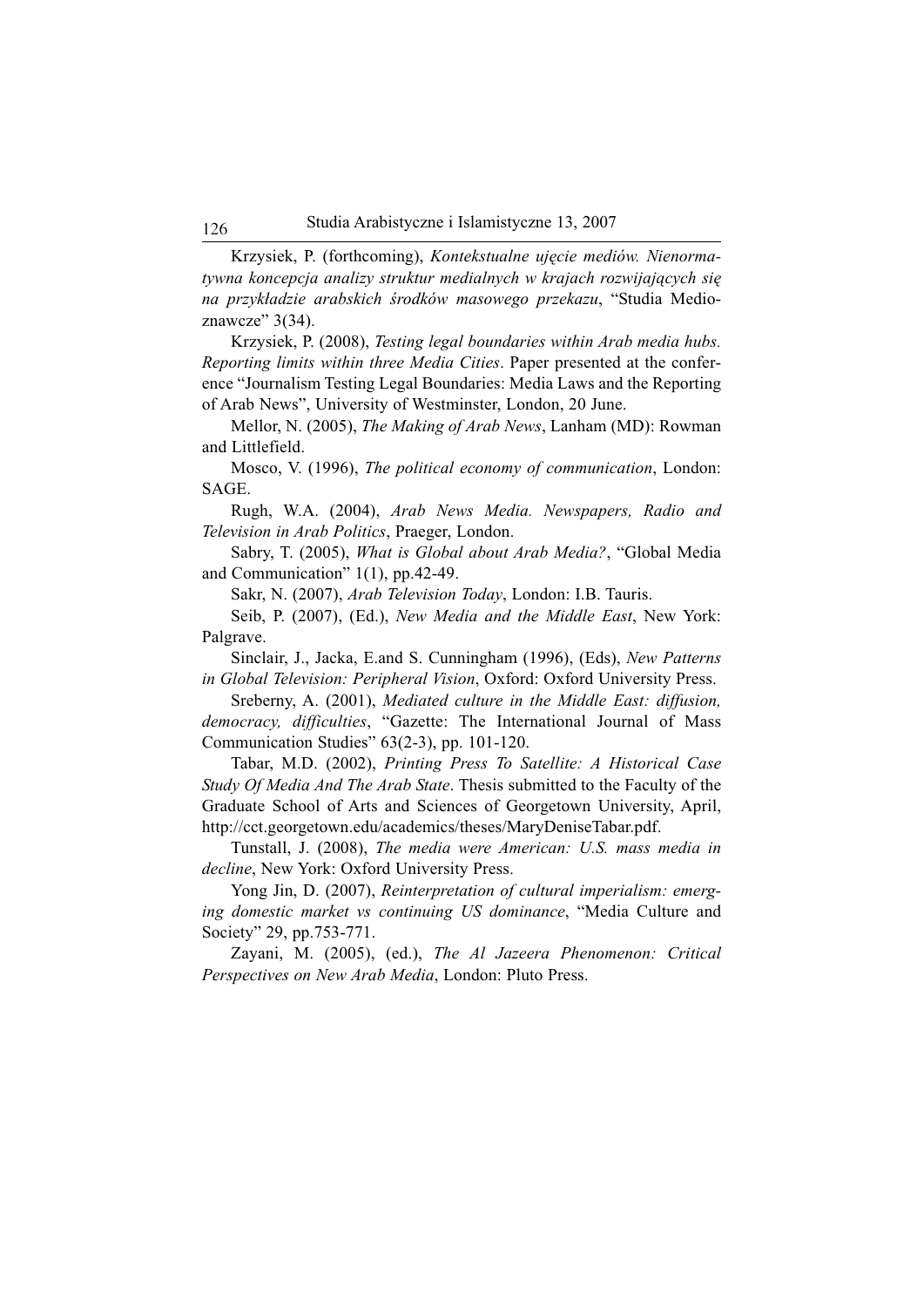Krzysiek, P. (forthcoming), *Kontekstualne ujęcie mediów. Nienormatywna koncepcja analizy struktur medialnych w krajach rozwijających się na przykładzie arabskich środków masowego przekazu*, "Studia Medioznawcze" 3(34).

Krzysiek, P. (2008), *Testing legal boundaries within Arab media hubs. Reporting limits within three Media Cities*. Paper presented at the conference "Journalism Testing Legal Boundaries: Media Laws and the Reporting of Arab News", University of Westminster, London, 20 June.

Mellor, N. (2005), *The Making of Arab News*, Lanham (MD): Rowman and Littlefield.

Mosco, V. (1996), *The political economy of communication*, London: SAGE.

Rugh, W.A. (2004), *Arab News Media. Newspapers, Radio and Television in Arab Politics*, Praeger, London.

Sabry, T. (2005), *What is Global about Arab Media?*, "Global Media and Communication" 1(1), pp.42-49.

Sakr, N. (2007), *Arab Television Today*, London: I.B. Tauris.

Seib, P. (2007), (Ed.), *New Media and the Middle East*, New York: Palgrave.

Sinclair, J., Jacka, E.and S. Cunningham (1996), (Eds), *New Patterns in Global Television: Peripheral Vision*, Oxford: Oxford University Press.

Sreberny, A. (2001), *Mediated culture in the Middle East: diffusion, democracy, difficulties*, "Gazette: The International Journal of Mass Communication Studies" 63(2-3), pp. 101-120.

Tabar, M.D. (2002), *Printing Press To Satellite: A Historical Case Study Of Media And The Arab State*. Thesis submitted to the Faculty of the Graduate School of Arts and Sciences of Georgetown University, April, http://cct.georgetown.edu/academics/theses/MaryDeniseTabar.pdf.

Tunstall, J. (2008), *The media were American: U.S. mass media in decline*, New York: Oxford University Press.

Yong Jin, D. (2007), *Reinterpretation of cultural imperialism: emerging domestic market vs continuing US dominance*, "Media Culture and Society" 29, pp.753-771.

Zayani, M. (2005), (ed.), *The Al Jazeera Phenomenon: Critical Perspectives on New Arab Media*, London: Pluto Press.